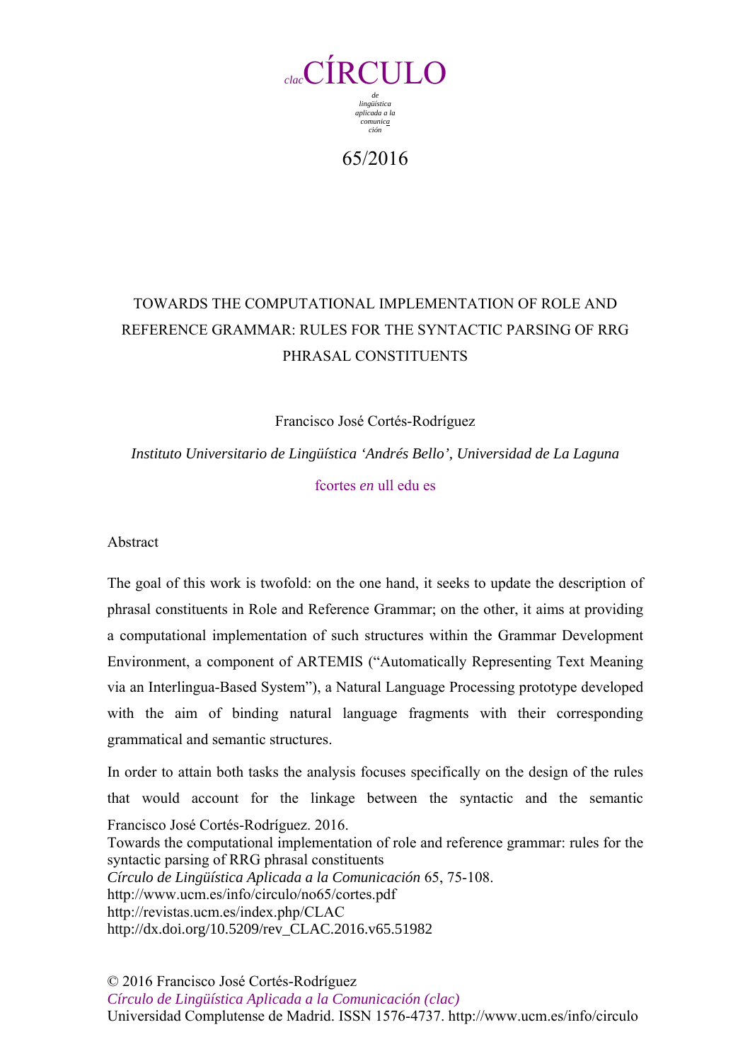clacCÍRCULO

de lingüística aplicada a la comunicación

65/2016

# TOWARDS THE COMPUTATIONAL IMPLEMENTATION OF ROLE AND REFERENCE GRAMMAR: RULES FOR THE SYNTACTIC PARSING OF RRG PHRASAL CONSTITUENTS

Francisco José Cortés-Rodríguez

*Instituto Universitario de Lingüística 'Andrés Bello', Universidad de La Laguna*

fcortes *en* ull edu es

## Abstract

The goal of this work is twofold: on the one hand, it seeks to update the description of phrasal constituents in Role and Reference Grammar; on the other, it aims at providing a computational implementation of such structures within the Grammar Development Environment, a component of ARTEMIS ("Automatically Representing Text Meaning via an Interlingua-Based System"), a Natural Language Processing prototype developed with the aim of binding natural language fragments with their corresponding grammatical and semantic structures.

In order to attain both tasks the analysis focuses specifically on the design of the rules that would account for the linkage between the syntactic and the semantic

Francisco José Cortés-Rodríguez. 2016.
Towards the computational implementation of role and reference grammar: rules for the syntactic parsing of RRG phrasal constituents
*Círculo de Lingüística Aplicada a la Comunicación* 65, 75-108.
http://www.ucm.es/info/circulo/no65/cortes.pdf
http://revistas.ucm.es/index.php/CLAC
http://dx.doi.org/10.5209/rev_CLAC.2016.v65.51982

© 2016 Francisco José Cortés-Rodríguez
*Círculo de Lingüística Aplicada a la Comunicación (clac)*
Universidad Complutense de Madrid. ISSN 1576-4737. http://www.ucm.es/info/circulo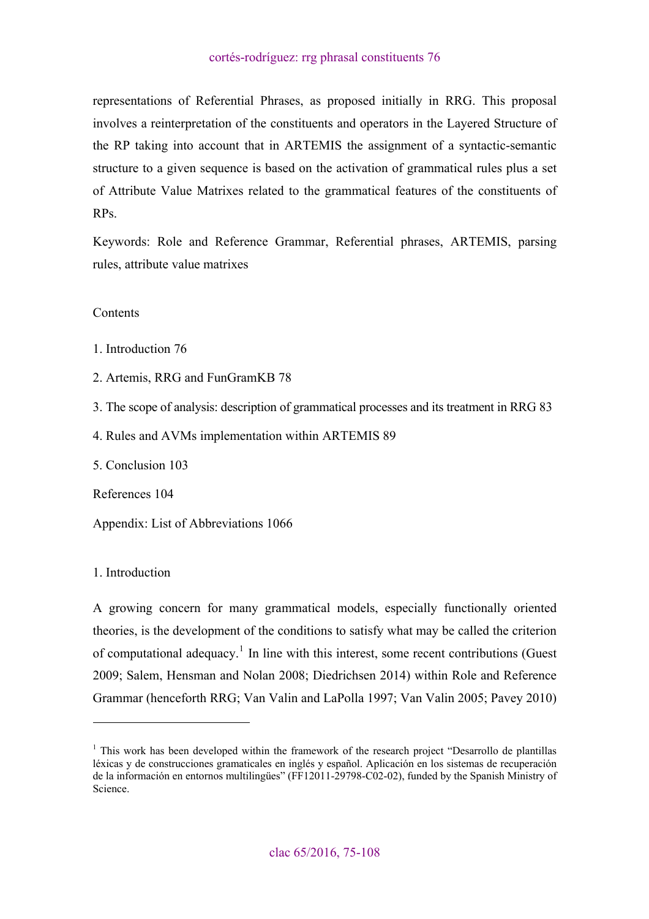representations of Referential Phrases, as proposed initially in RRG. This proposal involves a reinterpretation of the constituents and operators in the Layered Structure of the RP taking into account that in ARTEMIS the assignment of a syntactic-semantic structure to a given sequence is based on the activation of grammatical rules plus a set of Attribute Value Matrixes related to the grammatical features of the constituents of RPs.

Keywords: Role and Reference Grammar, Referential phrases, ARTEMIS, parsing rules, attribute value matrixes

Contents

1. Introduction 76

2. Artemis, RRG and FunGramKB 78

3. The scope of analysis: description of grammatical processes and its treatment in RRG 83

4. Rules and AVMs implementation within ARTEMIS 89

5. Conclusion 103

References 104

Appendix: List of Abbreviations 1066

## 1. Introduction

A growing concern for many grammatical models, especially functionally oriented theories, is the development of the conditions to satisfy what may be called the criterion of computational adequacy.[1] In line with this interest, some recent contributions (Guest 2009; Salem, Hensman and Nolan 2008; Diedrichsen 2014) within Role and Reference Grammar (henceforth RRG; Van Valin and LaPolla 1997; Van Valin 2005; Pavey 2010)

---

[1] This work has been developed within the framework of the research project "Desarrollo de plantillas léxicas y de construcciones gramaticales en inglés y español. Aplicación en los sistemas de recuperación de la información en entornos multilingües" (FF12011-29798-C02-02), funded by the Spanish Ministry of Science.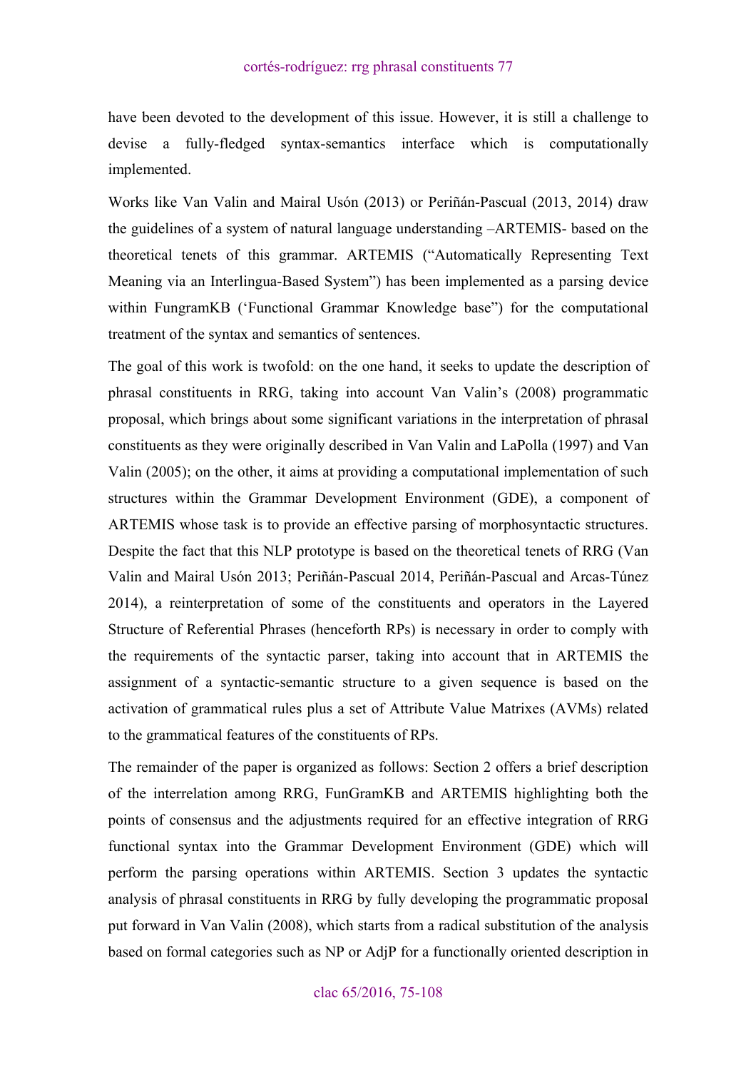have been devoted to the development of this issue. However, it is still a challenge to devise a fully-fledged syntax-semantics interface which is computationally implemented.

Works like Van Valin and Mairal Usón (2013) or Periñán-Pascual (2013, 2014) draw the guidelines of a system of natural language understanding –ARTEMIS- based on the theoretical tenets of this grammar. ARTEMIS ("Automatically Representing Text Meaning via an Interlingua-Based System") has been implemented as a parsing device within FungramKB ('Functional Grammar Knowledge base") for the computational treatment of the syntax and semantics of sentences.

The goal of this work is twofold: on the one hand, it seeks to update the description of phrasal constituents in RRG, taking into account Van Valin's (2008) programmatic proposal, which brings about some significant variations in the interpretation of phrasal constituents as they were originally described in Van Valin and LaPolla (1997) and Van Valin (2005); on the other, it aims at providing a computational implementation of such structures within the Grammar Development Environment (GDE), a component of ARTEMIS whose task is to provide an effective parsing of morphosyntactic structures. Despite the fact that this NLP prototype is based on the theoretical tenets of RRG (Van Valin and Mairal Usón 2013; Periñán-Pascual 2014, Periñán-Pascual and Arcas-Túnez 2014), a reinterpretation of some of the constituents and operators in the Layered Structure of Referential Phrases (henceforth RPs) is necessary in order to comply with the requirements of the syntactic parser, taking into account that in ARTEMIS the assignment of a syntactic-semantic structure to a given sequence is based on the activation of grammatical rules plus a set of Attribute Value Matrixes (AVMs) related to the grammatical features of the constituents of RPs.

The remainder of the paper is organized as follows: Section 2 offers a brief description of the interrelation among RRG, FunGramKB and ARTEMIS highlighting both the points of consensus and the adjustments required for an effective integration of RRG functional syntax into the Grammar Development Environment (GDE) which will perform the parsing operations within ARTEMIS. Section 3 updates the syntactic analysis of phrasal constituents in RRG by fully developing the programmatic proposal put forward in Van Valin (2008), which starts from a radical substitution of the analysis based on formal categories such as NP or AdjP for a functionally oriented description in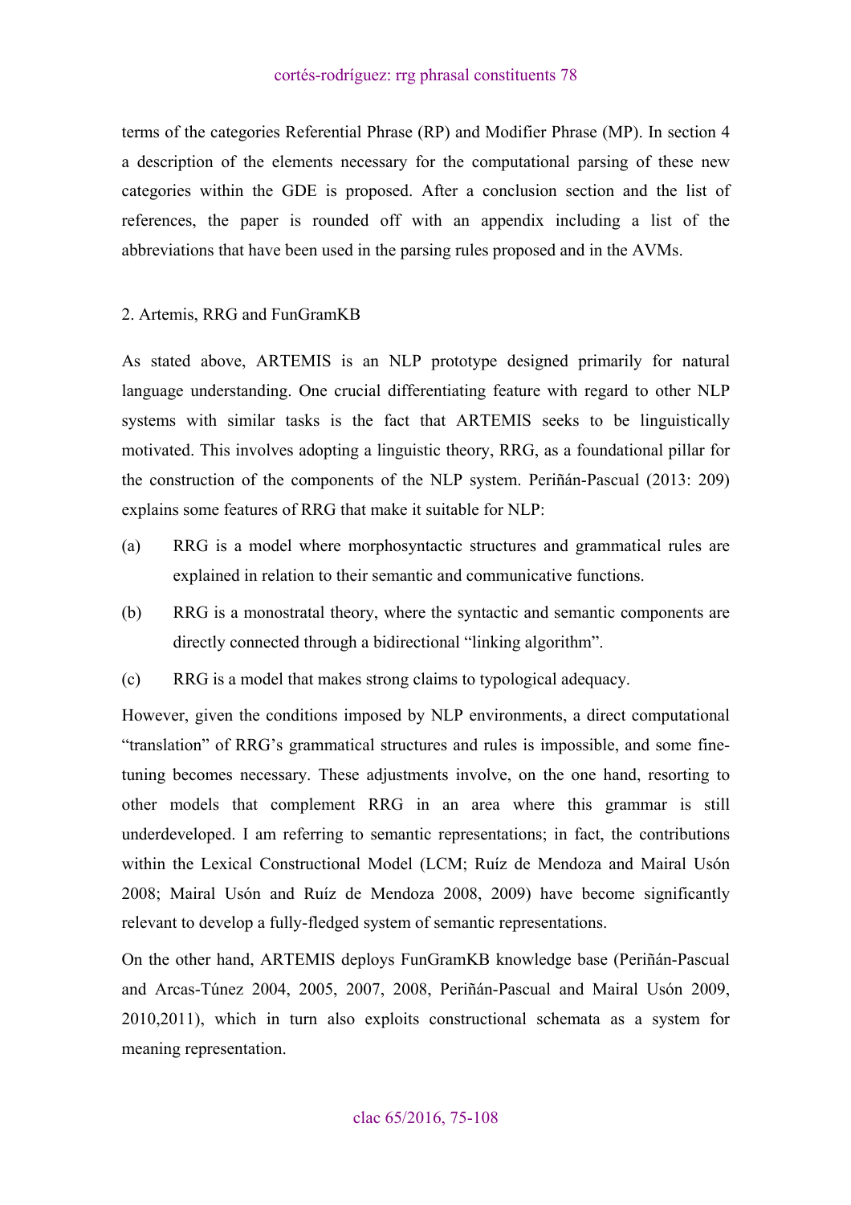terms of the categories Referential Phrase (RP) and Modifier Phrase (MP). In section 4 a description of the elements necessary for the computational parsing of these new categories within the GDE is proposed. After a conclusion section and the list of references, the paper is rounded off with an appendix including a list of the abbreviations that have been used in the parsing rules proposed and in the AVMs.

## 2. Artemis, RRG and FunGramKB

As stated above, ARTEMIS is an NLP prototype designed primarily for natural language understanding. One crucial differentiating feature with regard to other NLP systems with similar tasks is the fact that ARTEMIS seeks to be linguistically motivated. This involves adopting a linguistic theory, RRG, as a foundational pillar for the construction of the components of the NLP system. Periñán-Pascual (2013: 209) explains some features of RRG that make it suitable for NLP:

(a) RRG is a model where morphosyntactic structures and grammatical rules are explained in relation to their semantic and communicative functions.

(b) RRG is a monostratal theory, where the syntactic and semantic components are directly connected through a bidirectional "linking algorithm".

(c) RRG is a model that makes strong claims to typological adequacy.

However, given the conditions imposed by NLP environments, a direct computational "translation" of RRG's grammatical structures and rules is impossible, and some fine-tuning becomes necessary. These adjustments involve, on the one hand, resorting to other models that complement RRG in an area where this grammar is still underdeveloped. I am referring to semantic representations; in fact, the contributions within the Lexical Constructional Model (LCM; Ruíz de Mendoza and Mairal Usón 2008; Mairal Usón and Ruíz de Mendoza 2008, 2009) have become significantly relevant to develop a fully-fledged system of semantic representations.

On the other hand, ARTEMIS deploys FunGramKB knowledge base (Periñán-Pascual and Arcas-Túnez 2004, 2005, 2007, 2008, Periñán-Pascual and Mairal Usón 2009, 2010,2011), which in turn also exploits constructional schemata as a system for meaning representation.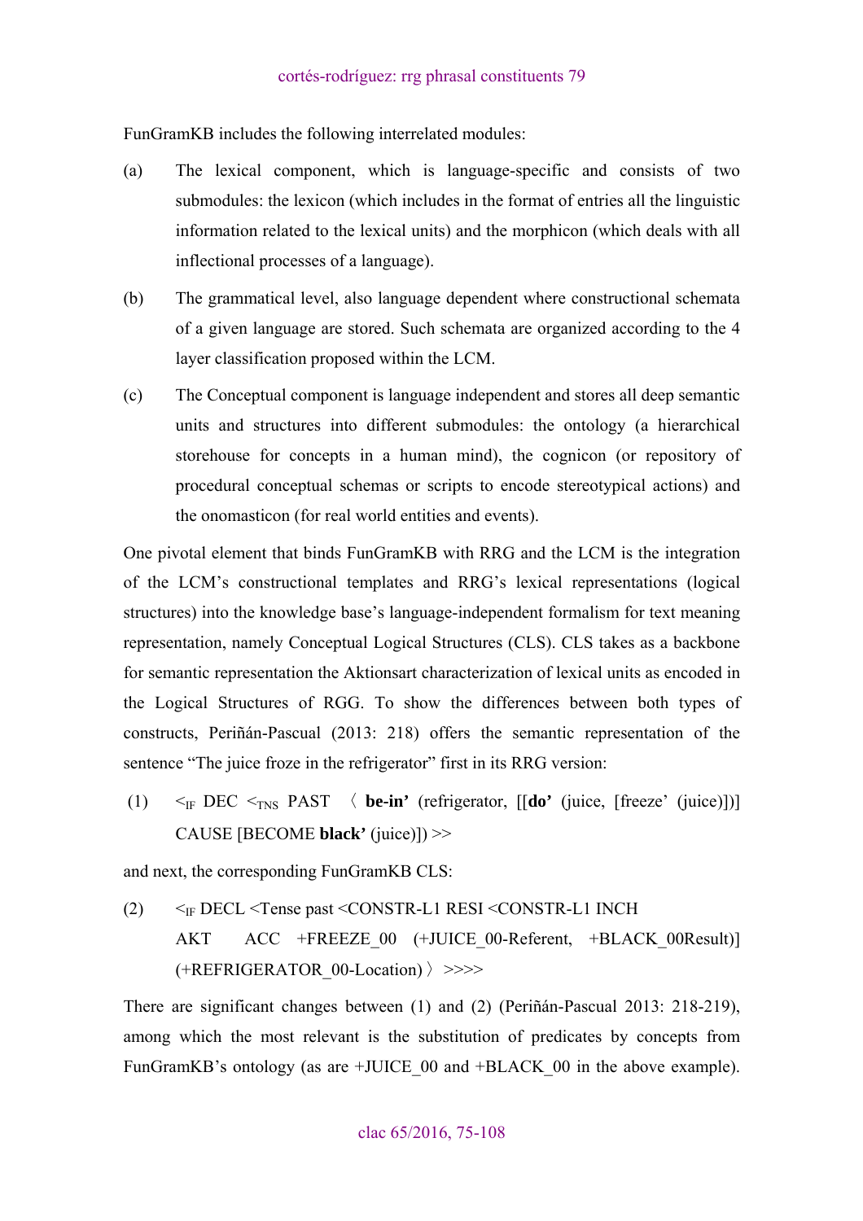FunGramKB includes the following interrelated modules:

(a) The lexical component, which is language-specific and consists of two submodules: the lexicon (which includes in the format of entries all the linguistic information related to the lexical units) and the morphicon (which deals with all inflectional processes of a language).

(b) The grammatical level, also language dependent where constructional schemata of a given language are stored. Such schemata are organized according to the 4 layer classification proposed within the LCM.

(c) The Conceptual component is language independent and stores all deep semantic units and structures into different submodules: the ontology (a hierarchical storehouse for concepts in a human mind), the cognicon (or repository of procedural conceptual schemas or scripts to encode stereotypical actions) and the onomasticon (for real world entities and events).

One pivotal element that binds FunGramKB with RRG and the LCM is the integration of the LCM's constructional templates and RRG's lexical representations (logical structures) into the knowledge base's language-independent formalism for text meaning representation, namely Conceptual Logical Structures (CLS). CLS takes as a backbone for semantic representation the Aktionsart characterization of lexical units as encoded in the Logical Structures of RGG. To show the differences between both types of constructs, Periñán-Pascual (2013: 218) offers the semantic representation of the sentence "The juice froze in the refrigerator" first in its RRG version:

(1) $<_{IF}$ DEC $<_{TNS}$ PAST 〈 **be-in'** (refrigerator, [[**do'** (juice, [freeze' (juice)])] CAUSE [BECOME **black'** (juice)]) >>

and next, the corresponding FunGramKB CLS:

(2) $<_{IF}$ DECL <Tense past <CONSTR-L1 RESI <CONSTR-L1 INCH AKT ACC +FREEZE_00 (+JUICE_00-Referent, +BLACK_00Result)] (+REFRIGERATOR_00-Location)〉>>>>

There are significant changes between (1) and (2) (Periñán-Pascual 2013: 218-219), among which the most relevant is the substitution of predicates by concepts from FunGramKB's ontology (as are +JUICE_00 and +BLACK_00 in the above example).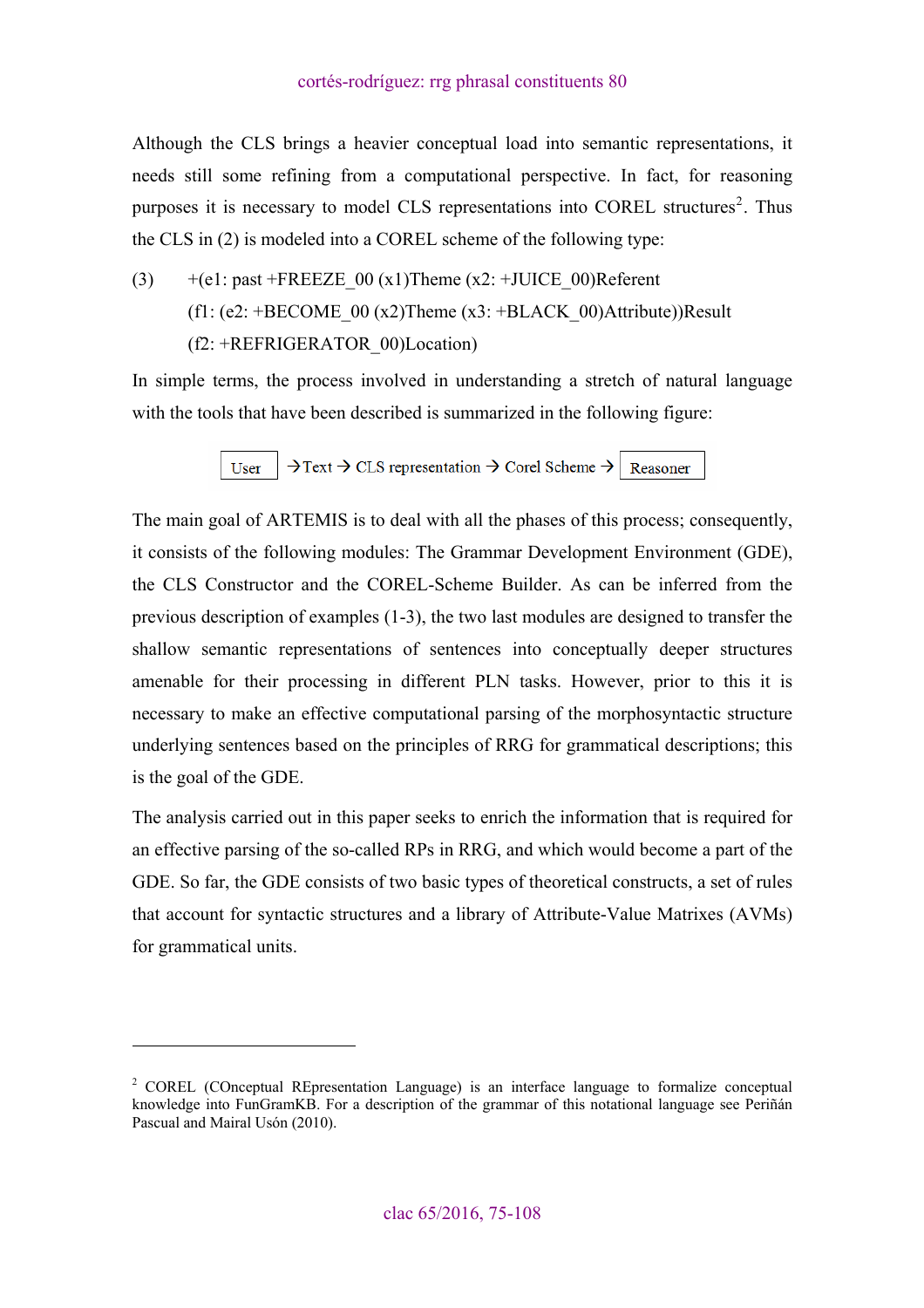Although the CLS brings a heavier conceptual load into semantic representations, it needs still some refining from a computational perspective. In fact, for reasoning purposes it is necessary to model CLS representations into COREL structures[2]. Thus the CLS in (2) is modeled into a COREL scheme of the following type:

(3) +(e1: past +FREEZE_00 (x1)Theme (x2: +JUICE_00)Referent
(f1: (e2: +BECOME_00 (x2)Theme (x3: +BLACK_00)Attribute))Result
(f2: +REFRIGERATOR_00)Location)

In simple terms, the process involved in understanding a stretch of natural language with the tools that have been described is summarized in the following figure:

User → Text → CLS representation → Corel Scheme → Reasoner

The main goal of ARTEMIS is to deal with all the phases of this process; consequently, it consists of the following modules: The Grammar Development Environment (GDE), the CLS Constructor and the COREL-Scheme Builder. As can be inferred from the previous description of examples (1-3), the two last modules are designed to transfer the shallow semantic representations of sentences into conceptually deeper structures amenable for their processing in different PLN tasks. However, prior to this it is necessary to make an effective computational parsing of the morphosyntactic structure underlying sentences based on the principles of RRG for grammatical descriptions; this is the goal of the GDE.

The analysis carried out in this paper seeks to enrich the information that is required for an effective parsing of the so-called RPs in RRG, and which would become a part of the GDE. So far, the GDE consists of two basic types of theoretical constructs, a set of rules that account for syntactic structures and a library of Attribute-Value Matrixes (AVMs) for grammatical units.

---

[2] COREL (COnceptual REpresentation Language) is an interface language to formalize conceptual knowledge into FunGramKB. For a description of the grammar of this notational language see Periñán Pascual and Mairal Usón (2010).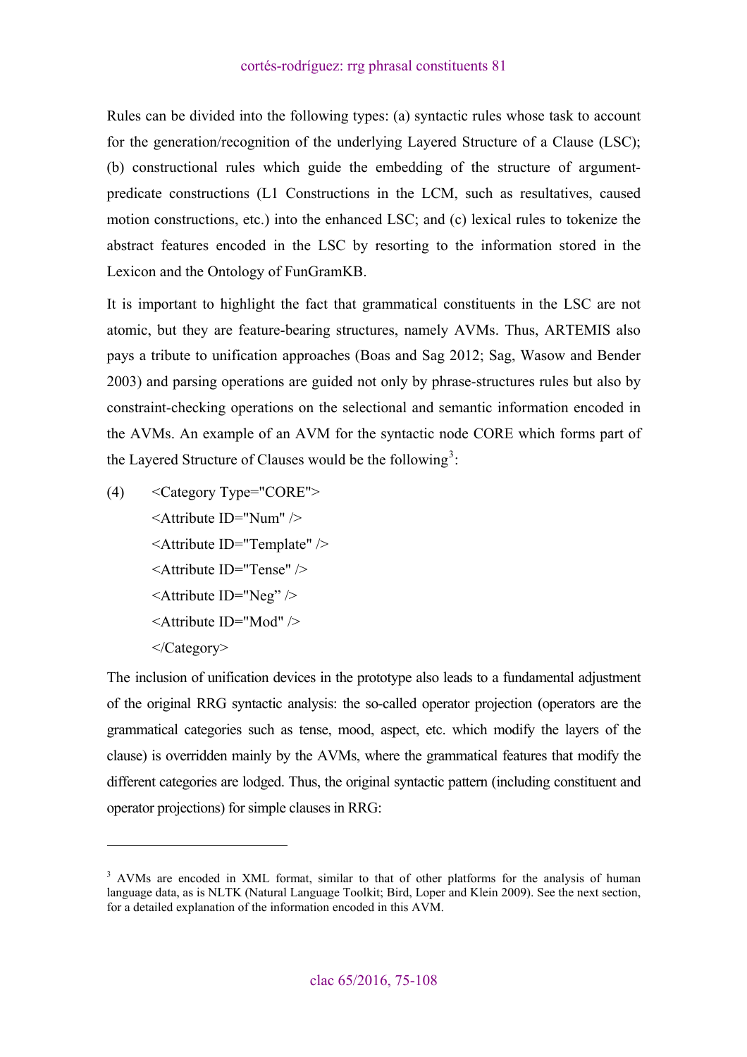Rules can be divided into the following types: (a) syntactic rules whose task to account for the generation/recognition of the underlying Layered Structure of a Clause (LSC); (b) constructional rules which guide the embedding of the structure of argument-predicate constructions (L1 Constructions in the LCM, such as resultatives, caused motion constructions, etc.) into the enhanced LSC; and (c) lexical rules to tokenize the abstract features encoded in the LSC by resorting to the information stored in the Lexicon and the Ontology of FunGramKB.

It is important to highlight the fact that grammatical constituents in the LSC are not atomic, but they are feature-bearing structures, namely AVMs. Thus, ARTEMIS also pays a tribute to unification approaches (Boas and Sag 2012; Sag, Wasow and Bender 2003) and parsing operations are guided not only by phrase-structures rules but also by constraint-checking operations on the selectional and semantic information encoded in the AVMs. An example of an AVM for the syntactic node CORE which forms part of the Layered Structure of Clauses would be the following[3]:

(4)

```
<Category Type="CORE">
<Attribute ID="Num" />
<Attribute ID="Template" />
<Attribute ID="Tense" />
<Attribute ID="Neg” />
<Attribute ID="Mod" />
</Category>
```

The inclusion of unification devices in the prototype also leads to a fundamental adjustment of the original RRG syntactic analysis: the so-called operator projection (operators are the grammatical categories such as tense, mood, aspect, etc. which modify the layers of the clause) is overridden mainly by the AVMs, where the grammatical features that modify the different categories are lodged. Thus, the original syntactic pattern (including constituent and operator projections) for simple clauses in RRG:

---

[3] AVMs are encoded in XML format, similar to that of other platforms for the analysis of human language data, as is NLTK (Natural Language Toolkit; Bird, Loper and Klein 2009). See the next section, for a detailed explanation of the information encoded in this AVM.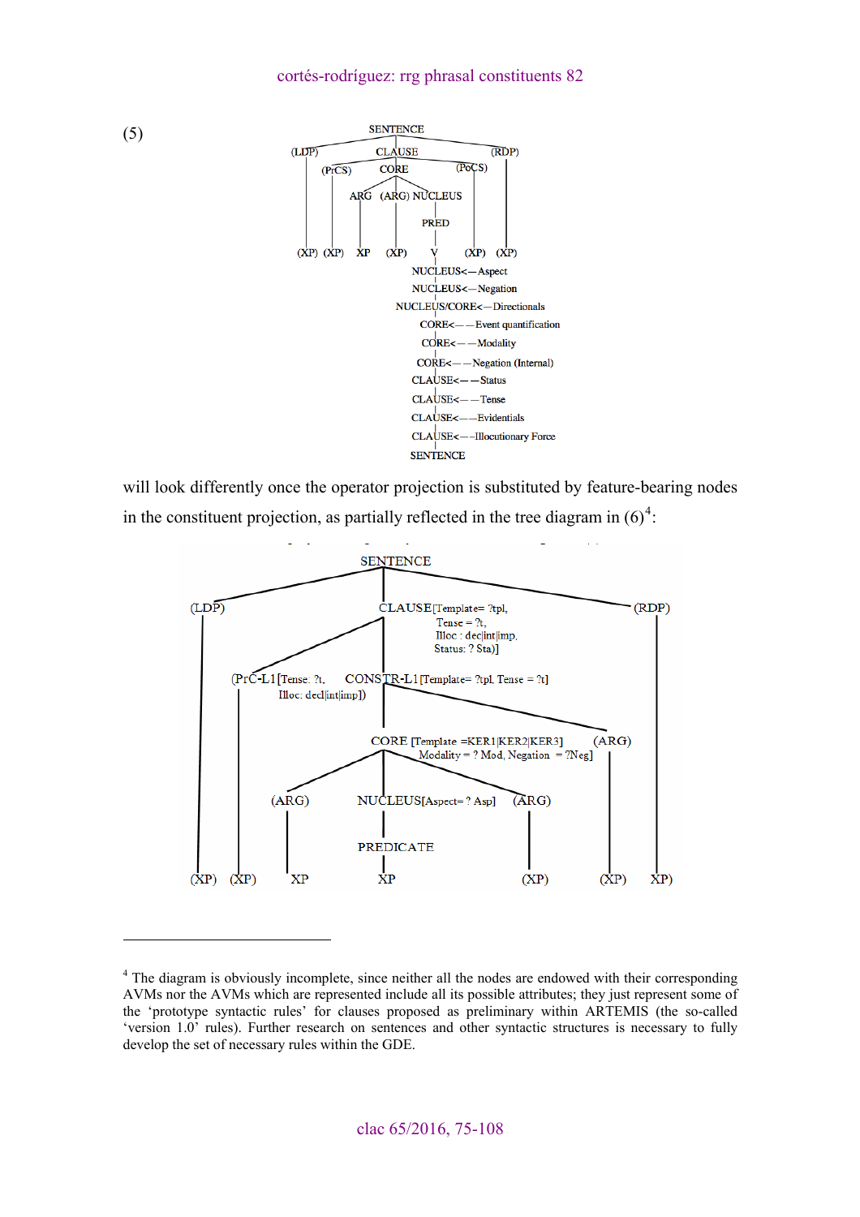(5)

```
                        SENTENCE
        (LDP)            CLAUSE                  (RDP)
           (PrCS)         CORE            (PoCS)
                   ARG   (ARG) NUCLEUS
                                 PRED
    (XP)  (XP)    XP     (XP)     V        (XP)   (XP)
                            NUCLEUS<—Aspect
                            NUCLEUS<—Negation
                        NUCLEUS/CORE<—Directionals
                               CORE<——Event quantification
                               CORE<——Modality
                               CORE<——Negation (Internal)
                            CLAUSE<——Status
                            CLAUSE<——Tense
                            CLAUSE<——Evidentials
                            CLAUSE<——Illocutionary Force
                            SENTENCE
```

will look differently once the operator projection is substituted by feature-bearing nodes in the constituent projection, as partially reflected in the tree diagram in (6)[4]:

```
                              SENTENCE
   (LDP)                        CLAUSE[Template= ?tpl,                          (RDP)
                                  Tense = ?t,
                                  Illoc : dec|int|imp,
                                  Status: ? Sta)]
        (PrC-L1[Tense: ?t,     CONSTR-L1[Template= ?tpl, Tense = ?t]
           Illoc: dec|int|imp])
                                   CORE [Template =KER1|KER2|KER3]       (ARG)
                                      Modality = ? Mod, Negation = ?Neg]
                     (ARG)       NUCLEUS[Aspect= ? Asp]    (ARG)
                                 PREDICATE
   (XP)   (XP)        XP            XP                     (XP)          (XP)     XP)
```

---

[4] The diagram is obviously incomplete, since neither all the nodes are endowed with their corresponding AVMs nor the AVMs which are represented include all its possible attributes; they just represent some of the 'prototype syntactic rules' for clauses proposed as preliminary within ARTEMIS (the so-called 'version 1.0' rules). Further research on sentences and other syntactic structures is necessary to fully develop the set of necessary rules within the GDE.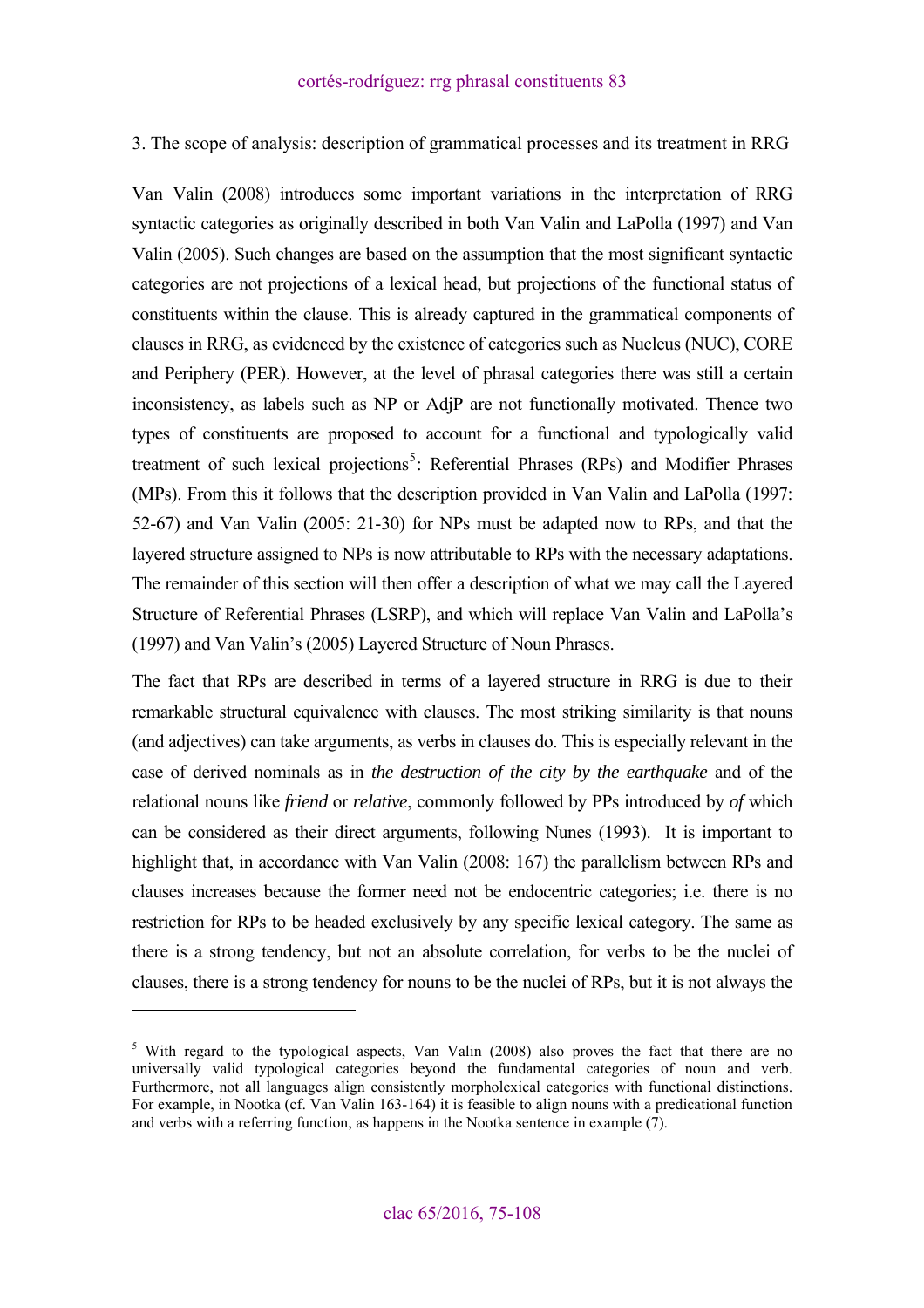## 3. The scope of analysis: description of grammatical processes and its treatment in RRG

Van Valin (2008) introduces some important variations in the interpretation of RRG syntactic categories as originally described in both Van Valin and LaPolla (1997) and Van Valin (2005). Such changes are based on the assumption that the most significant syntactic categories are not projections of a lexical head, but projections of the functional status of constituents within the clause. This is already captured in the grammatical components of clauses in RRG, as evidenced by the existence of categories such as Nucleus (NUC), CORE and Periphery (PER). However, at the level of phrasal categories there was still a certain inconsistency, as labels such as NP or AdjP are not functionally motivated. Thence two types of constituents are proposed to account for a functional and typologically valid treatment of such lexical projections[5]: Referential Phrases (RPs) and Modifier Phrases (MPs). From this it follows that the description provided in Van Valin and LaPolla (1997: 52-67) and Van Valin (2005: 21-30) for NPs must be adapted now to RPs, and that the layered structure assigned to NPs is now attributable to RPs with the necessary adaptations. The remainder of this section will then offer a description of what we may call the Layered Structure of Referential Phrases (LSRP), and which will replace Van Valin and LaPolla's (1997) and Van Valin's (2005) Layered Structure of Noun Phrases.

The fact that RPs are described in terms of a layered structure in RRG is due to their remarkable structural equivalence with clauses. The most striking similarity is that nouns (and adjectives) can take arguments, as verbs in clauses do. This is especially relevant in the case of derived nominals as in *the destruction of the city by the earthquake* and of the relational nouns like *friend* or *relative*, commonly followed by PPs introduced by *of* which can be considered as their direct arguments, following Nunes (1993). It is important to highlight that, in accordance with Van Valin (2008: 167) the parallelism between RPs and clauses increases because the former need not be endocentric categories; i.e. there is no restriction for RPs to be headed exclusively by any specific lexical category. The same as there is a strong tendency, but not an absolute correlation, for verbs to be the nuclei of clauses, there is a strong tendency for nouns to be the nuclei of RPs, but it is not always the

[5] With regard to the typological aspects, Van Valin (2008) also proves the fact that there are no universally valid typological categories beyond the fundamental categories of noun and verb. Furthermore, not all languages align consistently morpholexical categories with functional distinctions. For example, in Nootka (cf. Van Valin 163-164) it is feasible to align nouns with a predicational function and verbs with a referring function, as happens in the Nootka sentence in example (7).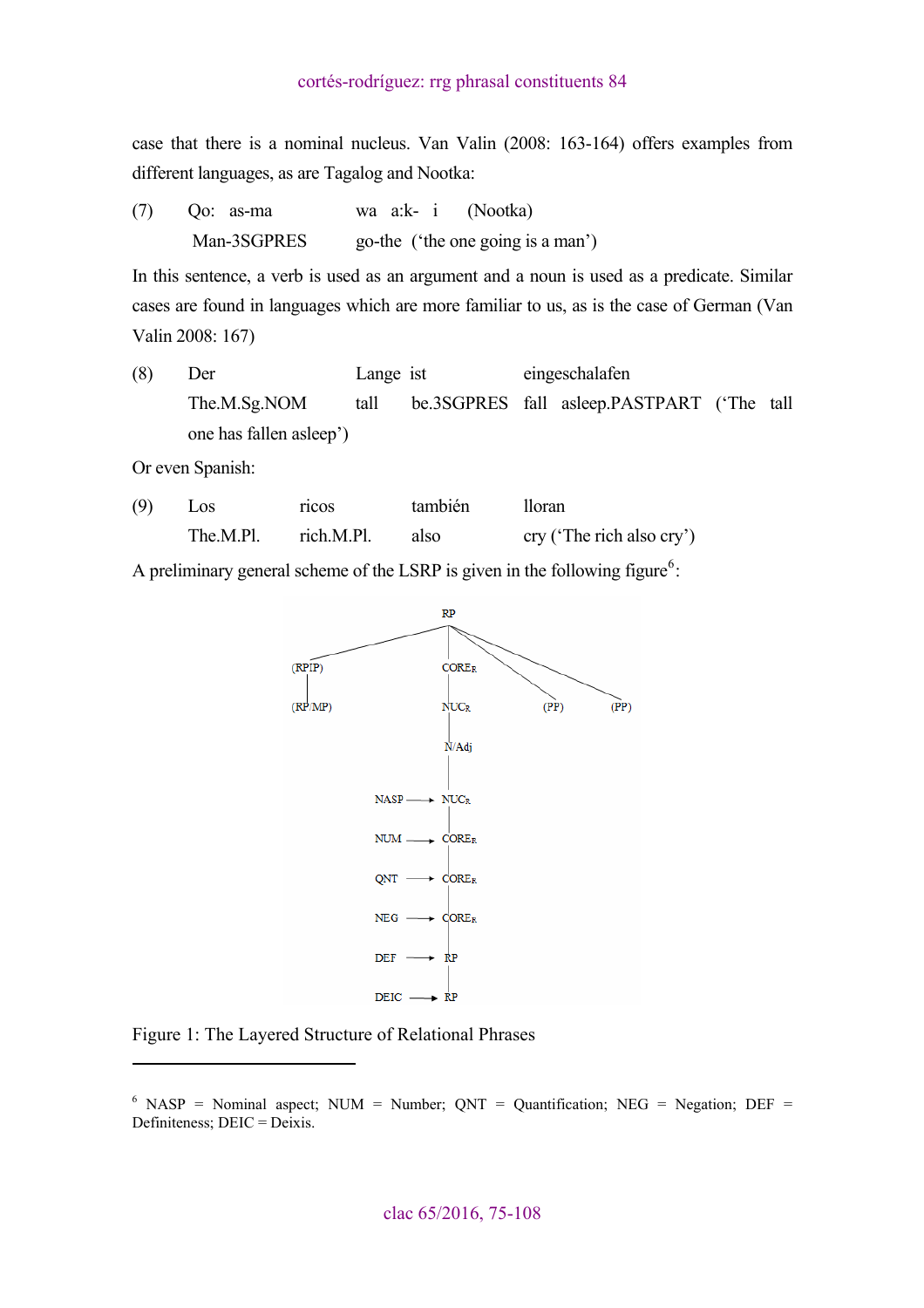case that there is a nominal nucleus. Van Valin (2008: 163-164) offers examples from different languages, as are Tagalog and Nootka:

(7) Qo: as-ma wa a:k- i (Nootka)
  Man-3SGPRES go-the ('the one going is a man')

In this sentence, a verb is used as an argument and a noun is used as a predicate. Similar cases are found in languages which are more familiar to us, as is the case of German (Van Valin 2008: 167)

(8) Der Lange ist eingeschalafen
  The.M.Sg.NOM tall be.3SGPRES fall asleep.PASTPART ('The tall one has fallen asleep')

Or even Spanish:

(9) Los ricos también lloran
  The.M.Pl. rich.M.Pl. also cry ('The rich also cry')

A preliminary general scheme of the LSRP is given in the following figure[6]:

```
                                RP
          ______________________|________________________
         |                      |             \          \
      (RPIP)                 CORE_R           (PP)       (PP)
         |                      |
      (RP/MP)                 NUC_R
                                |
                              N/Adj
                                |
                 NASP ------> NUC_R
                                |
                 NUM  ------> CORE_R
                                |
                 QNT  ------> CORE_R
                                |
                 NEG  ------> CORE_R
                                |
                 DEF  ------> RP
                                |
                 DEIC ------> RP
```

Figure 1: The Layered Structure of Relational Phrases

[6] NASP = Nominal aspect; NUM = Number; QNT = Quantification; NEG = Negation; DEF = Definiteness; DEIC = Deixis.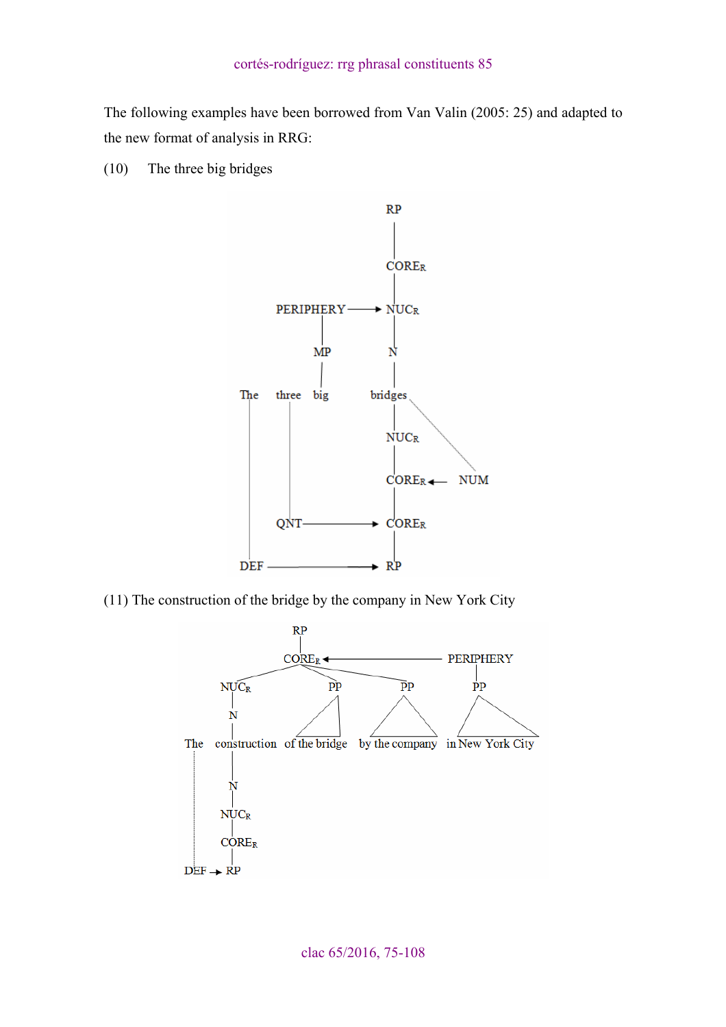The following examples have been borrowed from Van Valin (2005: 25) and adapted to the new format of analysis in RRG:

(10) The three big bridges

```
                          RP
                          |
                          COREr
                          |
         PERIPHERY ---->  NUCr
              |           |
              MP          N
              |           |
The   three   big         bridges
 |      |                 |      \
 |      |                 NUCr    \
 |      |                 |        \
 |      |                 COREr <-- NUM
 |      |                 |
 |      QNT ----------->  COREr
 |                        |
 DEF ------------------>  RP
```

(11) The construction of the bridge by the company in New York City

```
              RP
              |
              COREr <------------------ PERIPHERY
         /      \         \                 |
      NUCr       PP        PP               PP
       |         /\        /\               /\
       N        /  \      /  \             /  \
The  construction of the bridge  by the company  in New York City
 :     |
 :     N
 :     |
 :     NUCr
 :     |
 :     COREr
 :     |
 DEF -> RP
```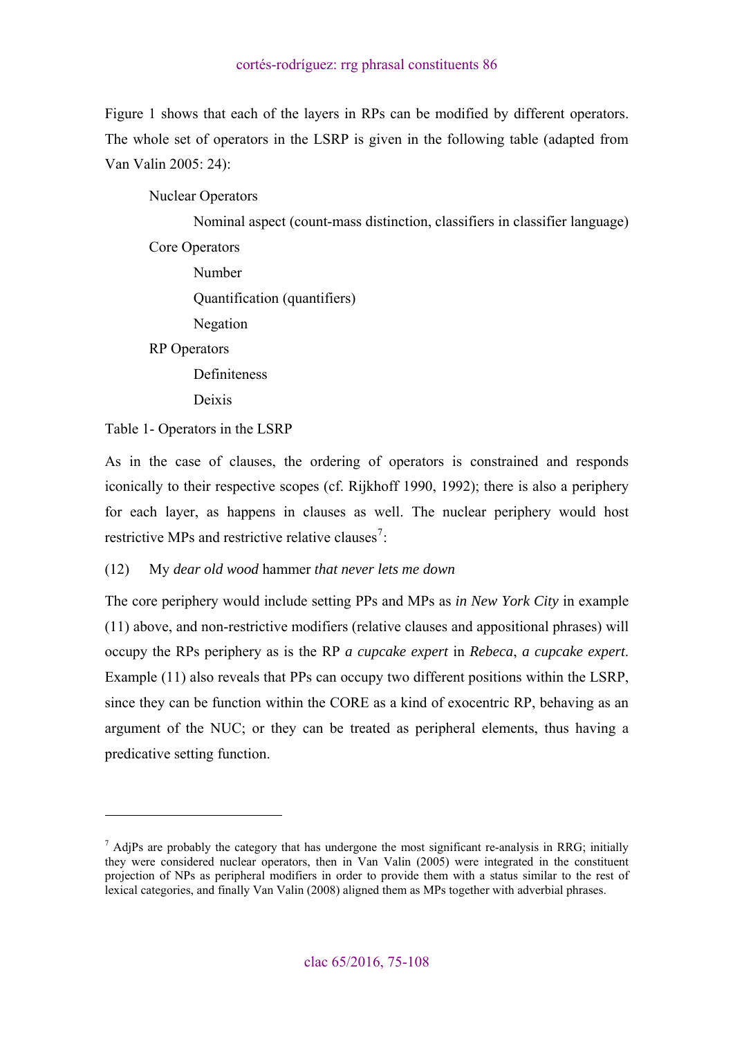Figure 1 shows that each of the layers in RPs can be modified by different operators. The whole set of operators in the LSRP is given in the following table (adapted from Van Valin 2005: 24):

- Nuclear Operators
    - Nominal aspect (count-mass distinction, classifiers in classifier language)
- Core Operators
    - Number
    - Quantification (quantifiers)
    - Negation
- RP Operators
    - Definiteness
    - Deixis

Table 1- Operators in the LSRP

As in the case of clauses, the ordering of operators is constrained and responds iconically to their respective scopes (cf. Rijkhoff 1990, 1992); there is also a periphery for each layer, as happens in clauses as well. The nuclear periphery would host restrictive MPs and restrictive relative clauses[7]:

(12) My *dear old wood* hammer *that never lets me down*

The core periphery would include setting PPs and MPs as *in New York City* in example (11) above, and non-restrictive modifiers (relative clauses and appositional phrases) will occupy the RPs periphery as is the RP *a cupcake expert* in *Rebeca*, *a cupcake expert*. Example (11) also reveals that PPs can occupy two different positions within the LSRP, since they can be function within the CORE as a kind of exocentric RP, behaving as an argument of the NUC; or they can be treated as peripheral elements, thus having a predicative setting function.

---

[7] AdjPs are probably the category that has undergone the most significant re-analysis in RRG; initially they were considered nuclear operators, then in Van Valin (2005) were integrated in the constituent projection of NPs as peripheral modifiers in order to provide them with a status similar to the rest of lexical categories, and finally Van Valin (2008) aligned them as MPs together with adverbial phrases.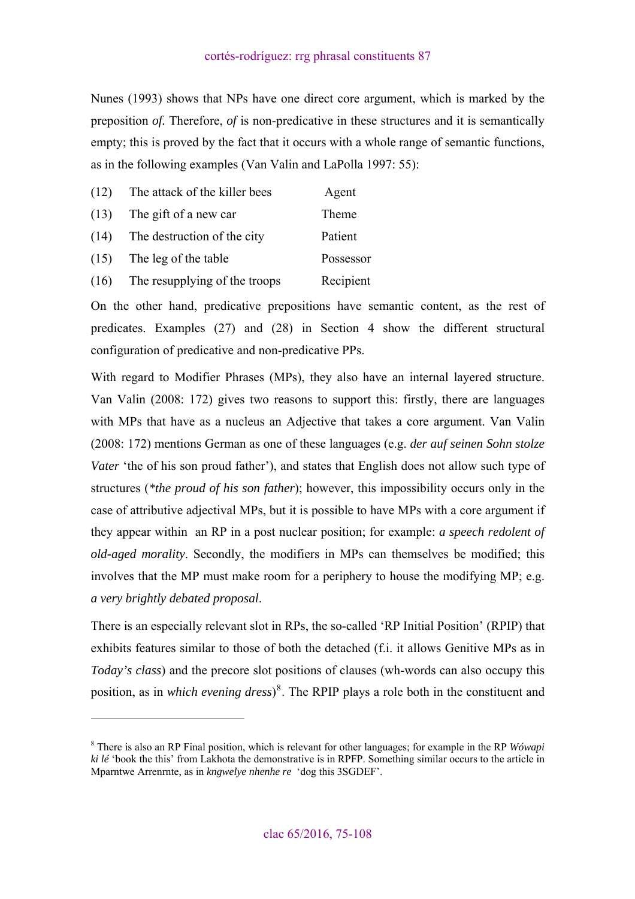Nunes (1993) shows that NPs have one direct core argument, which is marked by the preposition *of.* Therefore, *of* is non-predicative in these structures and it is semantically empty; this is proved by the fact that it occurs with a whole range of semantic functions, as in the following examples (Van Valin and LaPolla 1997: 55):

| | | |
|---|---|---|
| (12) | The attack of the killer bees | Agent |
| (13) | The gift of a new car | Theme |
| (14) | The destruction of the city | Patient |
| (15) | The leg of the table | Possessor |
| (16) | The resupplying of the troops | Recipient |

On the other hand, predicative prepositions have semantic content, as the rest of predicates. Examples (27) and (28) in Section 4 show the different structural configuration of predicative and non-predicative PPs.

With regard to Modifier Phrases (MPs), they also have an internal layered structure. Van Valin (2008: 172) gives two reasons to support this: firstly, there are languages with MPs that have as a nucleus an Adjective that takes a core argument. Van Valin (2008: 172) mentions German as one of these languages (e.g. *der auf seinen Sohn stolze Vater* 'the of his son proud father'), and states that English does not allow such type of structures (*\*the proud of his son father*); however, this impossibility occurs only in the case of attributive adjectival MPs, but it is possible to have MPs with a core argument if they appear within an RP in a post nuclear position; for example: *a speech redolent of old-aged morality*. Secondly, the modifiers in MPs can themselves be modified; this involves that the MP must make room for a periphery to house the modifying MP; e.g. *a very brightly debated proposal*.

There is an especially relevant slot in RPs, the so-called 'RP Initial Position' (RPIP) that exhibits features similar to those of both the detached (f.i. it allows Genitive MPs as in *Today's class*) and the precore slot positions of clauses (wh-words can also occupy this position, as in *which evening dress*)[8]. The RPIP plays a role both in the constituent and

---

[8] There is also an RP Final position, which is relevant for other languages; for example in the RP *Wówapi ki lé* 'book the this' from Lakhota the demonstrative is in RPFP. Something similar occurs to the article in Mparntwe Arrenrnte, as in *kngwelye nhenhe re* 'dog this 3SGDEF'.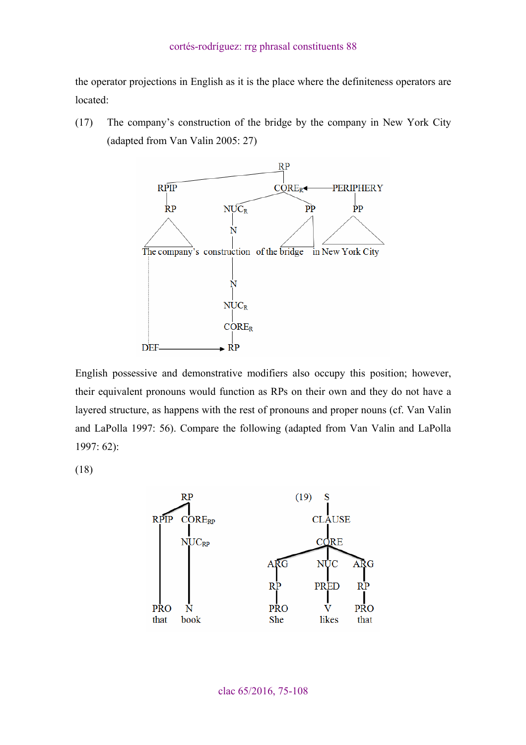the operator projections in English as it is the place where the definiteness operators are located:

(17) The company's construction of the bridge by the company in New York City (adapted from Van Valin 2005: 27)

```
                         RP
        RPIP                      CORE_R <------ PERIPHERY
         |                 NUC_R          PP          PP
         RP                  |
                             N
  The company's     construction   of the bridge   in New York City
                             |
                             N
                           NUC_R
                           CORE_R
  DEF ---------------------> RP
```

English possessive and demonstrative modifiers also occupy this position; however, their equivalent pronouns would function as RPs on their own and they do not have a layered structure, as happens with the rest of pronouns and proper nouns (cf. Van Valin and LaPolla 1997: 56). Compare the following (adapted from Van Valin and LaPolla 1997: 62):

(18)

```
        RP
  RPIP     CORE_RP
             |
           NUC_RP
  PRO        N
  that      book
```

(19)

```
               S
               |
             CLAUSE
               |
              CORE
   ARG         NUC         ARG
    |           |           |
    RP         PRED         RP
    |           |           |
   PRO          V          PRO
   She        likes        that
```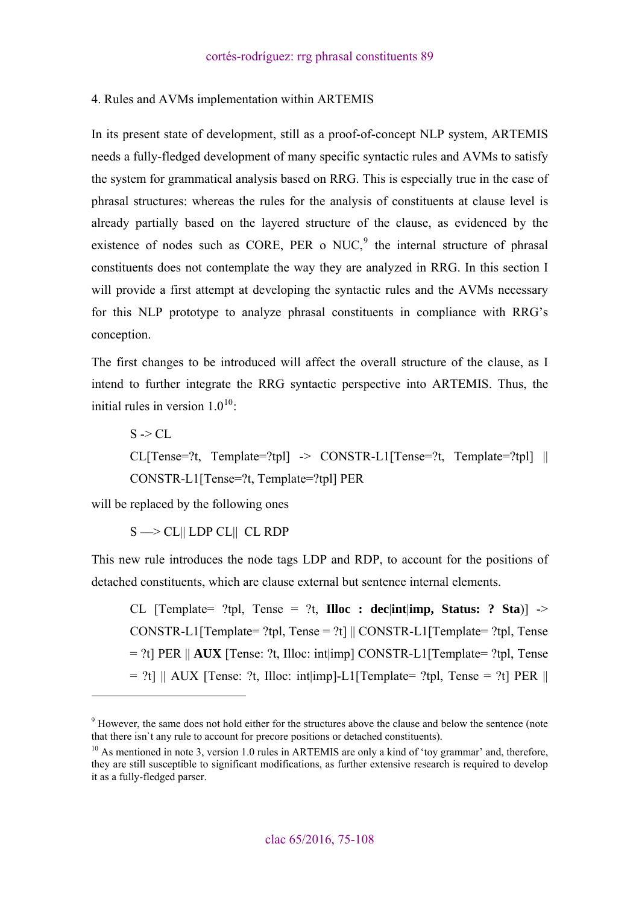4. Rules and AVMs implementation within ARTEMIS

In its present state of development, still as a proof-of-concept NLP system, ARTEMIS needs a fully-fledged development of many specific syntactic rules and AVMs to satisfy the system for grammatical analysis based on RRG. This is especially true in the case of phrasal structures: whereas the rules for the analysis of constituents at clause level is already partially based on the layered structure of the clause, as evidenced by the existence of nodes such as CORE, PER o NUC,[9] the internal structure of phrasal constituents does not contemplate the way they are analyzed in RRG. In this section I will provide a first attempt at developing the syntactic rules and the AVMs necessary for this NLP prototype to analyze phrasal constituents in compliance with RRG's conception.

The first changes to be introduced will affect the overall structure of the clause, as I intend to further integrate the RRG syntactic perspective into ARTEMIS. Thus, the initial rules in version 1.0[10]:

> S -> CL
>
> CL[Tense=?t, Template=?tpl] -> CONSTR-L1[Tense=?t, Template=?tpl] || CONSTR-L1[Tense=?t, Template=?tpl] PER

will be replaced by the following ones

> S —> CL|| LDP CL|| CL RDP

This new rule introduces the node tags LDP and RDP, to account for the positions of detached constituents, which are clause external but sentence internal elements.

> CL [Template= ?tpl, Tense = ?t, **Illoc : dec**|**int**|**imp, Status: ? Sta**)] -> CONSTR-L1[Template= ?tpl, Tense = ?t] || CONSTR-L1[Template= ?tpl, Tense = ?t] PER || **AUX** [Tense: ?t, Illoc: int|imp] CONSTR-L1[Template= ?tpl, Tense = ?t] || AUX [Tense: ?t, Illoc: int|imp]-L1[Template= ?tpl, Tense = ?t] PER ||

---

[9] However, the same does not hold either for the structures above the clause and below the sentence (note that there isn`t any rule to account for precore positions or detached constituents).

[10] As mentioned in note 3, version 1.0 rules in ARTEMIS are only a kind of 'toy grammar' and, therefore, they are still susceptible to significant modifications, as further extensive research is required to develop it as a fully-fledged parser.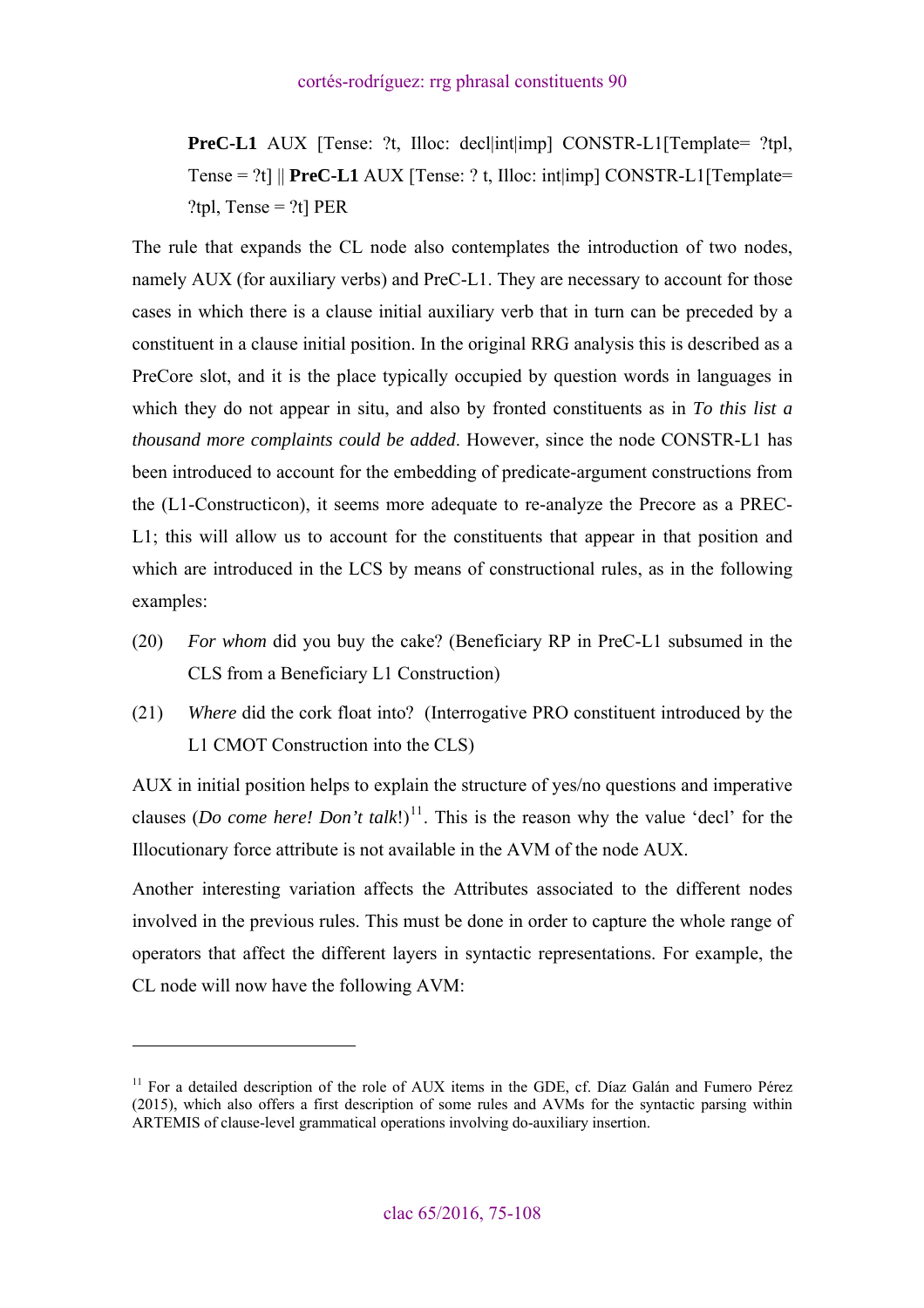**PreC-L1** AUX [Tense: ?t, Illoc: decl|int|imp] CONSTR-L1[Template= ?tpl, Tense = ?t] || **PreC-L1** AUX [Tense: ? t, Illoc: int|imp] CONSTR-L1[Template= ?tpl, Tense = ?t] PER

The rule that expands the CL node also contemplates the introduction of two nodes, namely AUX (for auxiliary verbs) and PreC-L1. They are necessary to account for those cases in which there is a clause initial auxiliary verb that in turn can be preceded by a constituent in a clause initial position. In the original RRG analysis this is described as a PreCore slot, and it is the place typically occupied by question words in languages in which they do not appear in situ, and also by fronted constituents as in *To this list a thousand more complaints could be added*. However, since the node CONSTR-L1 has been introduced to account for the embedding of predicate-argument constructions from the (L1-Constructicon), it seems more adequate to re-analyze the Precore as a PREC-L1; this will allow us to account for the constituents that appear in that position and which are introduced in the LCS by means of constructional rules, as in the following examples:

(20) *For whom* did you buy the cake? (Beneficiary RP in PreC-L1 subsumed in the CLS from a Beneficiary L1 Construction)

(21) *Where* did the cork float into? (Interrogative PRO constituent introduced by the L1 CMOT Construction into the CLS)

AUX in initial position helps to explain the structure of yes/no questions and imperative clauses (*Do come here! Don't talk*!)[11]. This is the reason why the value 'decl' for the Illocutionary force attribute is not available in the AVM of the node AUX.

Another interesting variation affects the Attributes associated to the different nodes involved in the previous rules. This must be done in order to capture the whole range of operators that affect the different layers in syntactic representations. For example, the CL node will now have the following AVM:

---

[11] For a detailed description of the role of AUX items in the GDE, cf. Díaz Galán and Fumero Pérez (2015), which also offers a first description of some rules and AVMs for the syntactic parsing within ARTEMIS of clause-level grammatical operations involving do-auxiliary insertion.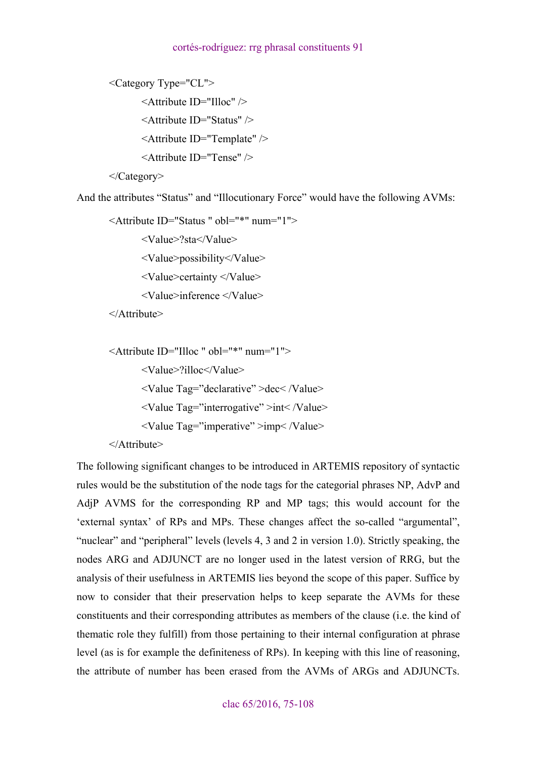```
<Category Type="CL">
    <Attribute ID="Illoc" />
    <Attribute ID="Status" />
    <Attribute ID="Template" />
    <Attribute ID="Tense" />
</Category>
```

And the attributes “Status” and “Illocutionary Force” would have the following AVMs:

```
<Attribute ID="Status " obl="*" num="1">
    <Value>?sta</Value>
    <Value>possibility</Value>
    <Value>certainty </Value>
    <Value>inference </Value>
</Attribute>

<Attribute ID="Illoc " obl="*" num="1">
    <Value>?illoc</Value>
    <Value Tag=”declarative” >dec< /Value>
    <Value Tag=”interrogative” >int< /Value>
    <Value Tag=”imperative” >imp< /Value>
</Attribute>
```

The following significant changes to be introduced in ARTEMIS repository of syntactic rules would be the substitution of the node tags for the categorial phrases NP, AdvP and AdjP AVMS for the corresponding RP and MP tags; this would account for the ‘external syntax’ of RPs and MPs. These changes affect the so-called “argumental”, “nuclear” and “peripheral” levels (levels 4, 3 and 2 in version 1.0). Strictly speaking, the nodes ARG and ADJUNCT are no longer used in the latest version of RRG, but the analysis of their usefulness in ARTEMIS lies beyond the scope of this paper. Suffice by now to consider that their preservation helps to keep separate the AVMs for these constituents and their corresponding attributes as members of the clause (i.e. the kind of thematic role they fulfill) from those pertaining to their internal configuration at phrase level (as is for example the definiteness of RPs). In keeping with this line of reasoning, the attribute of number has been erased from the AVMs of ARGs and ADJUNCTs.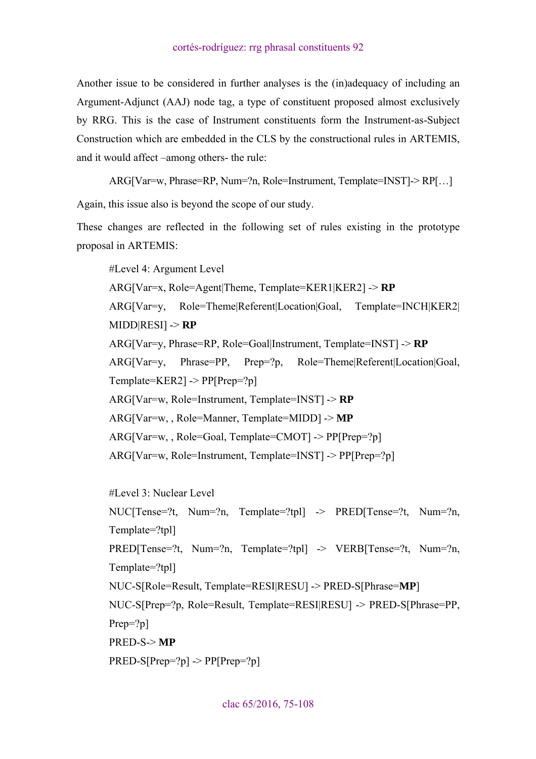Another issue to be considered in further analyses is the (in)adequacy of including an Argument-Adjunct (AAJ) node tag, a type of constituent proposed almost exclusively by RRG. This is the case of Instrument constituents form the Instrument-as-Subject Construction which are embedded in the CLS by the constructional rules in ARTEMIS, and it would affect –among others- the rule:

ARG[Var=w, Phrase=RP, Num=?n, Role=Instrument, Template=INST]-> RP[…]

Again, this issue also is beyond the scope of our study.

These changes are reflected in the following set of rules existing in the prototype proposal in ARTEMIS:

#Level 4: Argument Level

ARG[Var=x, Role=Agent|Theme, Template=KER1|KER2] -> **RP**

ARG[Var=y, Role=Theme|Referent|Location|Goal, Template=INCH|KER2|MIDD|RESI] -> **RP**

ARG[Var=y, Phrase=RP, Role=Goal|Instrument, Template=INST] -> **RP**

ARG[Var=y, Phrase=PP, Prep=?p, Role=Theme|Referent|Location|Goal, Template=KER2] -> PP[Prep=?p]

ARG[Var=w, Role=Instrument, Template=INST] -> **RP**

ARG[Var=w, , Role=Manner, Template=MIDD] -> **MP**

ARG[Var=w, , Role=Goal, Template=CMOT] -> PP[Prep=?p]

ARG[Var=w, Role=Instrument, Template=INST] -> PP[Prep=?p]

#Level 3: Nuclear Level

NUC[Tense=?t, Num=?n, Template=?tpl] -> PRED[Tense=?t, Num=?n, Template=?tpl]

PRED[Tense=?t, Num=?n, Template=?tpl] -> VERB[Tense=?t, Num=?n, Template=?tpl]

NUC-S[Role=Result, Template=RESI|RESU] -> PRED-S[Phrase=**MP**]

NUC-S[Prep=?p, Role=Result, Template=RESI|RESU] -> PRED-S[Phrase=PP, Prep=?p]

PRED-S-> **MP**

PRED-S[Prep=?p] -> PP[Prep=?p]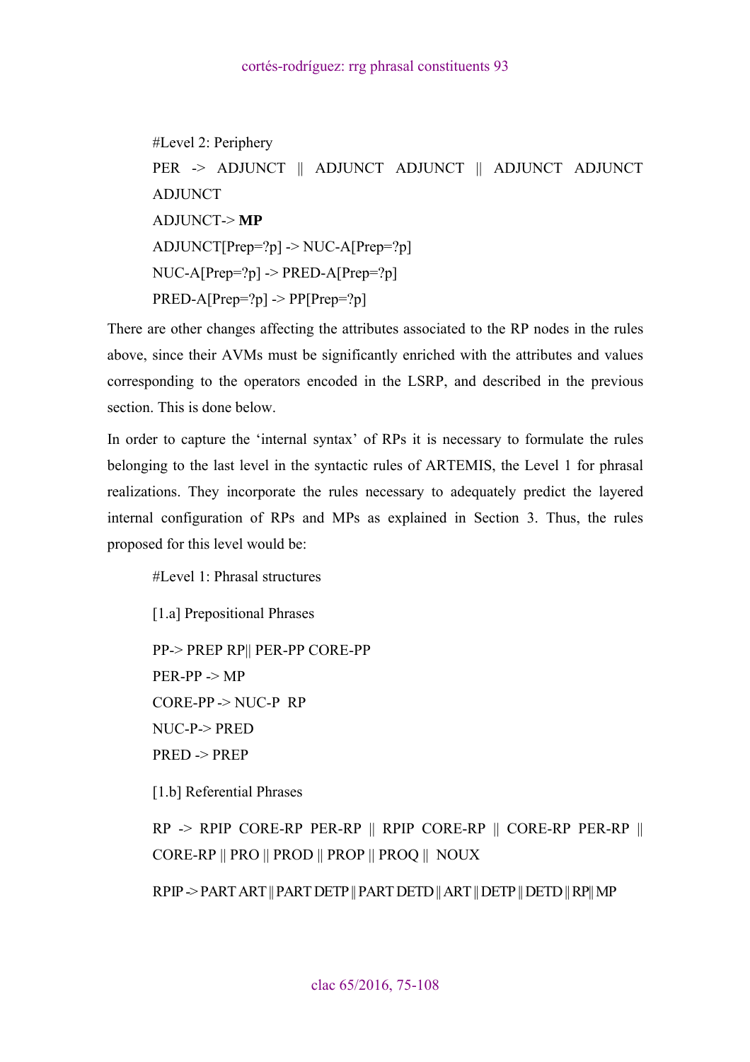#Level 2: Periphery

PER -> ADJUNCT || ADJUNCT ADJUNCT || ADJUNCT ADJUNCT ADJUNCT

ADJUNCT-> **MP**

ADJUNCT[Prep=?p] -> NUC-A[Prep=?p]

NUC-A[Prep=?p] -> PRED-A[Prep=?p]

PRED-A[Prep=?p] -> PP[Prep=?p]

There are other changes affecting the attributes associated to the RP nodes in the rules above, since their AVMs must be significantly enriched with the attributes and values corresponding to the operators encoded in the LSRP, and described in the previous section. This is done below.

In order to capture the 'internal syntax' of RPs it is necessary to formulate the rules belonging to the last level in the syntactic rules of ARTEMIS, the Level 1 for phrasal realizations. They incorporate the rules necessary to adequately predict the layered internal configuration of RPs and MPs as explained in Section 3. Thus, the rules proposed for this level would be:

#Level 1: Phrasal structures

[1.a] Prepositional Phrases

PP-> PREP RP|| PER-PP CORE-PP

PER-PP -> MP

CORE-PP -> NUC-P RP

NUC-P-> PRED

PRED -> PREP

[1.b] Referential Phrases

RP -> RPIP CORE-RP PER-RP || RPIP CORE-RP || CORE-RP PER-RP || CORE-RP || PRO || PROD || PROP || PROQ || NOUX

RPIP -> PART ART || PART DETP || PART DETD || ART || DETP || DETD || RP|| MP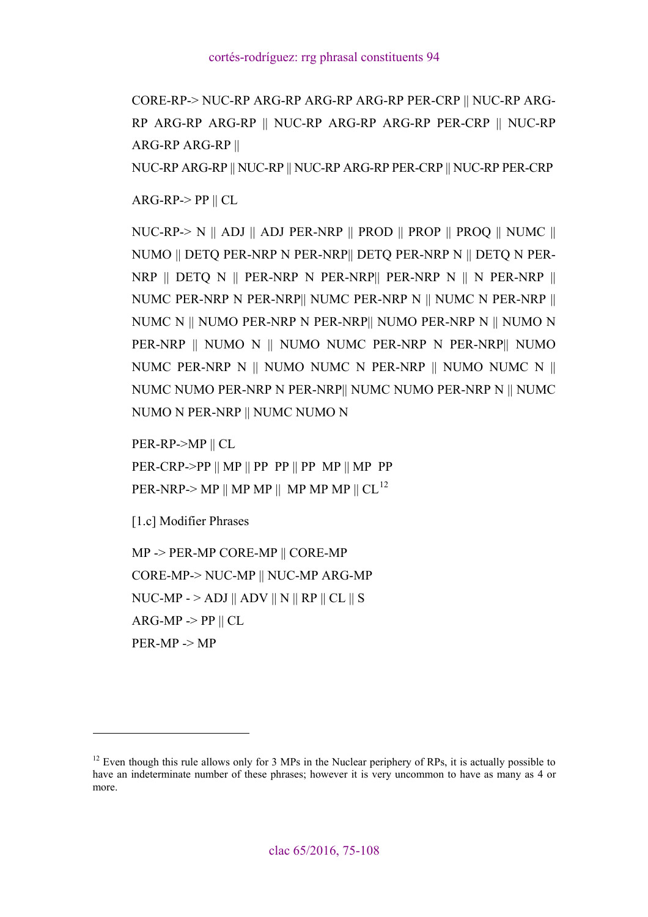CORE-RP-> NUC-RP ARG-RP ARG-RP ARG-RP PER-CRP || NUC-RP ARG-RP ARG-RP ARG-RP || NUC-RP ARG-RP ARG-RP PER-CRP || NUC-RP ARG-RP ARG-RP ||
NUC-RP ARG-RP || NUC-RP || NUC-RP ARG-RP PER-CRP || NUC-RP PER-CRP

ARG-RP-> PP || CL

NUC-RP-> N || ADJ || ADJ PER-NRP || PROD || PROP || PROQ || NUMC || NUMO || DETQ PER-NRP N PER-NRP|| DETQ PER-NRP N || DETQ N PER-NRP || DETQ N || PER-NRP N PER-NRP|| PER-NRP N || N PER-NRP || NUMC PER-NRP N PER-NRP|| NUMC PER-NRP N || NUMC N PER-NRP || NUMC N || NUMO PER-NRP N PER-NRP|| NUMO PER-NRP N || NUMO N PER-NRP || NUMO N || NUMO NUMC PER-NRP N PER-NRP|| NUMO NUMC PER-NRP N || NUMO NUMC N PER-NRP || NUMO NUMC N || NUMC NUMO PER-NRP N PER-NRP|| NUMC NUMO PER-NRP N || NUMC NUMO N PER-NRP || NUMC NUMO N

PER-RP->MP || CL
PER-CRP->PP || MP || PP PP || PP MP || MP PP
PER-NRP-> MP || MP MP || MP MP MP || CL[12]

[1.c] Modifier Phrases

MP -> PER-MP CORE-MP || CORE-MP
CORE-MP-> NUC-MP || NUC-MP ARG-MP
NUC-MP - > ADJ || ADV || N || RP || CL || S
ARG-MP -> PP || CL
PER-MP -> MP

---

[12] Even though this rule allows only for 3 MPs in the Nuclear periphery of RPs, it is actually possible to have an indeterminate number of these phrases; however it is very uncommon to have as many as 4 or more.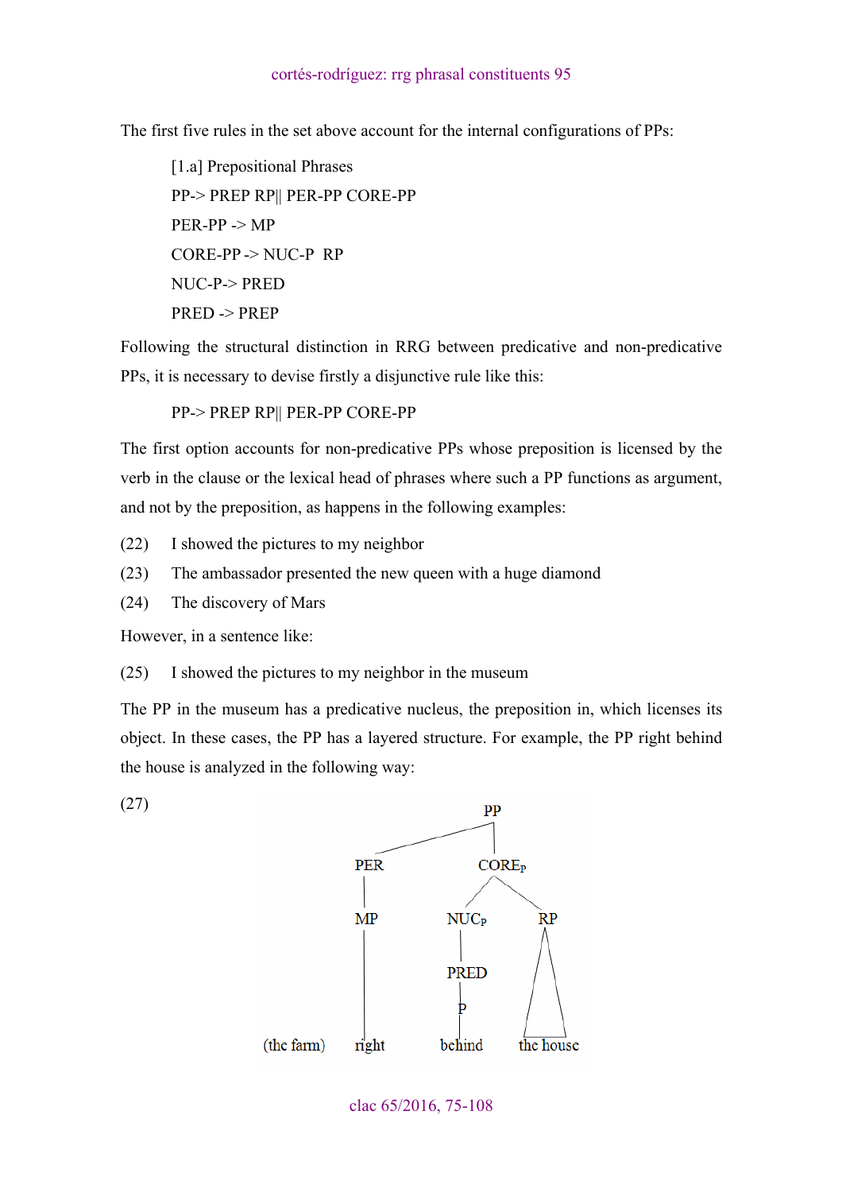The first five rules in the set above account for the internal configurations of PPs:

[1.a] Prepositional Phrases

PP-> PREP RP|| PER-PP CORE-PP

PER-PP -> MP

CORE-PP -> NUC-P  RP

NUC-P-> PRED

PRED -> PREP

Following the structural distinction in RRG between predicative and non-predicative PPs, it is necessary to devise firstly a disjunctive rule like this:

PP-> PREP RP|| PER-PP CORE-PP

The first option accounts for non-predicative PPs whose preposition is licensed by the verb in the clause or the lexical head of phrases where such a PP functions as argument, and not by the preposition, as happens in the following examples:

(22) I showed the pictures to my neighbor

(23) The ambassador presented the new queen with a huge diamond

(24) The discovery of Mars

However, in a sentence like:

(25) I showed the pictures to my neighbor in the museum

The PP in the museum has a predicative nucleus, the preposition in, which licenses its object. In these cases, the PP has a layered structure. For example, the PP right behind the house is analyzed in the following way:

(27)

```
                         PP
                /                 \
             PER                 CORE_P
              |                 /      \
             MP             NUC_P       RP
              |               |         /\
              |             PRED       /  \
              |               |       /    \
              |               P      /      \
(the farm)  right          behind   the house
```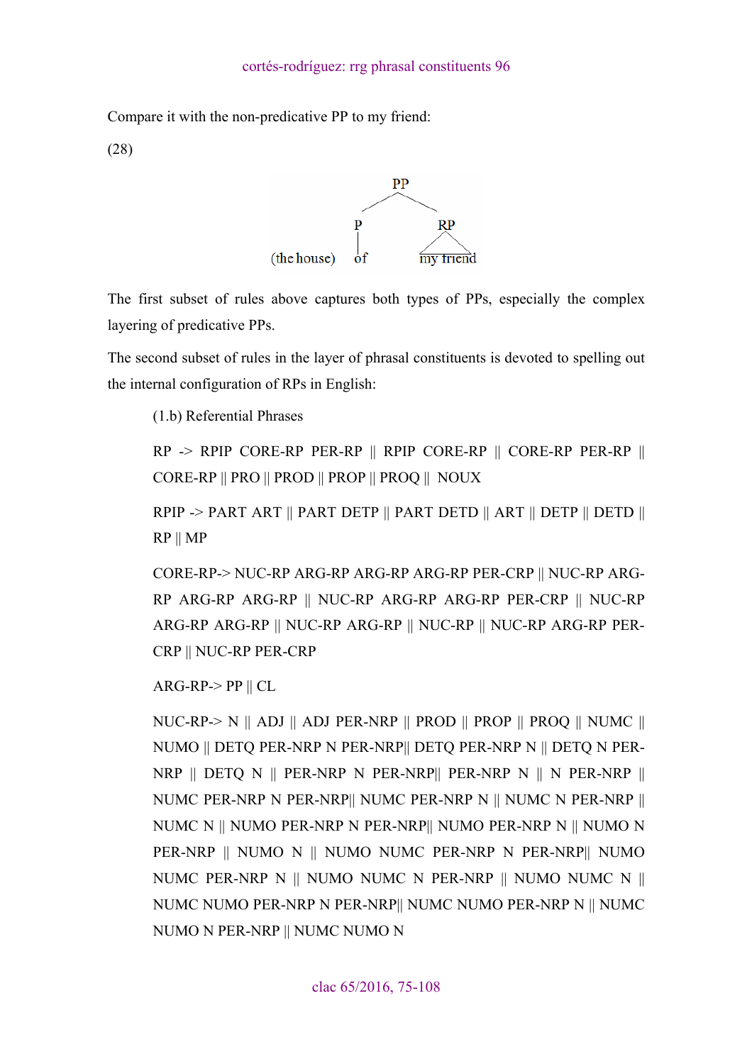Compare it with the non-predicative PP to my friend:

(28)

```
            PP
          /    \
         P      RP
         |     /  \
(the house) of  my friend
```

The first subset of rules above captures both types of PPs, especially the complex layering of predicative PPs.

The second subset of rules in the layer of phrasal constituents is devoted to spelling out the internal configuration of RPs in English:

> (1.b) Referential Phrases
>
> RP -> RPIP CORE-RP PER-RP || RPIP CORE-RP || CORE-RP PER-RP || CORE-RP || PRO || PROD || PROP || PROQ || NOUX
>
> RPIP -> PART ART || PART DETP || PART DETD || ART || DETP || DETD || RP || MP
>
> CORE-RP-> NUC-RP ARG-RP ARG-RP ARG-RP PER-CRP || NUC-RP ARG-RP ARG-RP ARG-RP || NUC-RP ARG-RP ARG-RP PER-CRP || NUC-RP ARG-RP ARG-RP || NUC-RP ARG-RP || NUC-RP || NUC-RP ARG-RP PER-CRP || NUC-RP PER-CRP
>
> ARG-RP-> PP || CL
>
> NUC-RP-> N || ADJ || ADJ PER-NRP || PROD || PROP || PROQ || NUMC || NUMO || DETQ PER-NRP N PER-NRP|| DETQ PER-NRP N || DETQ N PER-NRP || DETQ N || PER-NRP N PER-NRP|| PER-NRP N || N PER-NRP || NUMC PER-NRP N PER-NRP|| NUMC PER-NRP N || NUMC N PER-NRP || NUMC N || NUMO PER-NRP N PER-NRP|| NUMO PER-NRP N || NUMO N PER-NRP || NUMO N || NUMO NUMC PER-NRP N PER-NRP|| NUMO NUMC PER-NRP N || NUMO NUMC N PER-NRP || NUMO NUMC N || NUMC NUMO PER-NRP N PER-NRP|| NUMC NUMO PER-NRP N || NUMC NUMO N PER-NRP || NUMC NUMO N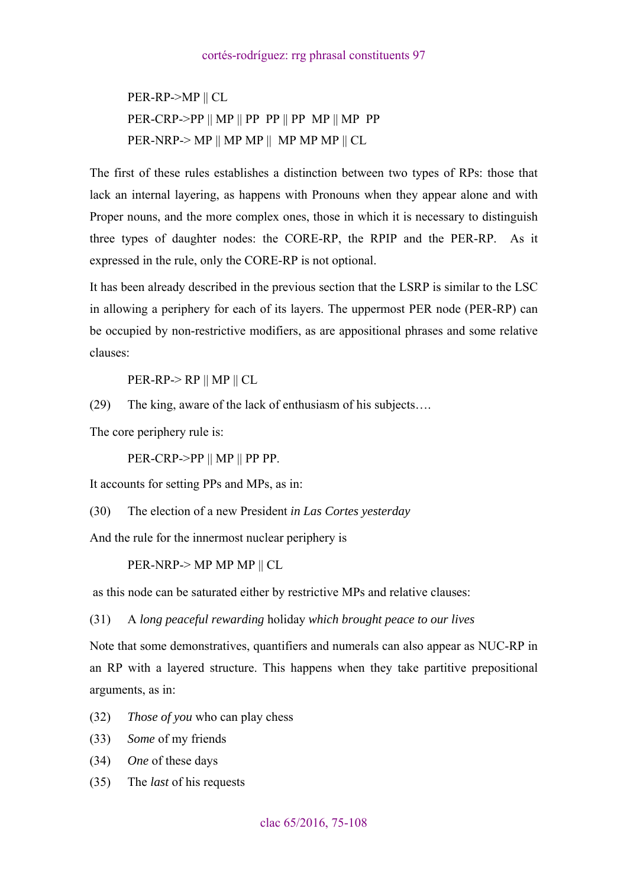PER-RP->MP || CL

PER-CRP->PP || MP || PP PP || PP MP || MP PP

PER-NRP-> MP || MP MP || MP MP MP || CL

The first of these rules establishes a distinction between two types of RPs: those that lack an internal layering, as happens with Pronouns when they appear alone and with Proper nouns, and the more complex ones, those in which it is necessary to distinguish three types of daughter nodes: the CORE-RP, the RPIP and the PER-RP. As it expressed in the rule, only the CORE-RP is not optional.

It has been already described in the previous section that the LSRP is similar to the LSC in allowing a periphery for each of its layers. The uppermost PER node (PER-RP) can be occupied by non-restrictive modifiers, as are appositional phrases and some relative clauses:

PER-RP-> RP || MP || CL

(29) The king, aware of the lack of enthusiasm of his subjects….

The core periphery rule is:

PER-CRP->PP || MP || PP PP.

It accounts for setting PPs and MPs, as in:

(30) The election of a new President *in Las Cortes yesterday*

And the rule for the innermost nuclear periphery is

PER-NRP-> MP MP MP || CL

as this node can be saturated either by restrictive MPs and relative clauses:

(31) A *long peaceful rewarding* holiday *which brought peace to our lives*

Note that some demonstratives, quantifiers and numerals can also appear as NUC-RP in an RP with a layered structure. This happens when they take partitive prepositional arguments, as in:

(32) *Those of you* who can play chess

(33) *Some* of my friends

(34) *One* of these days

(35) The *last* of his requests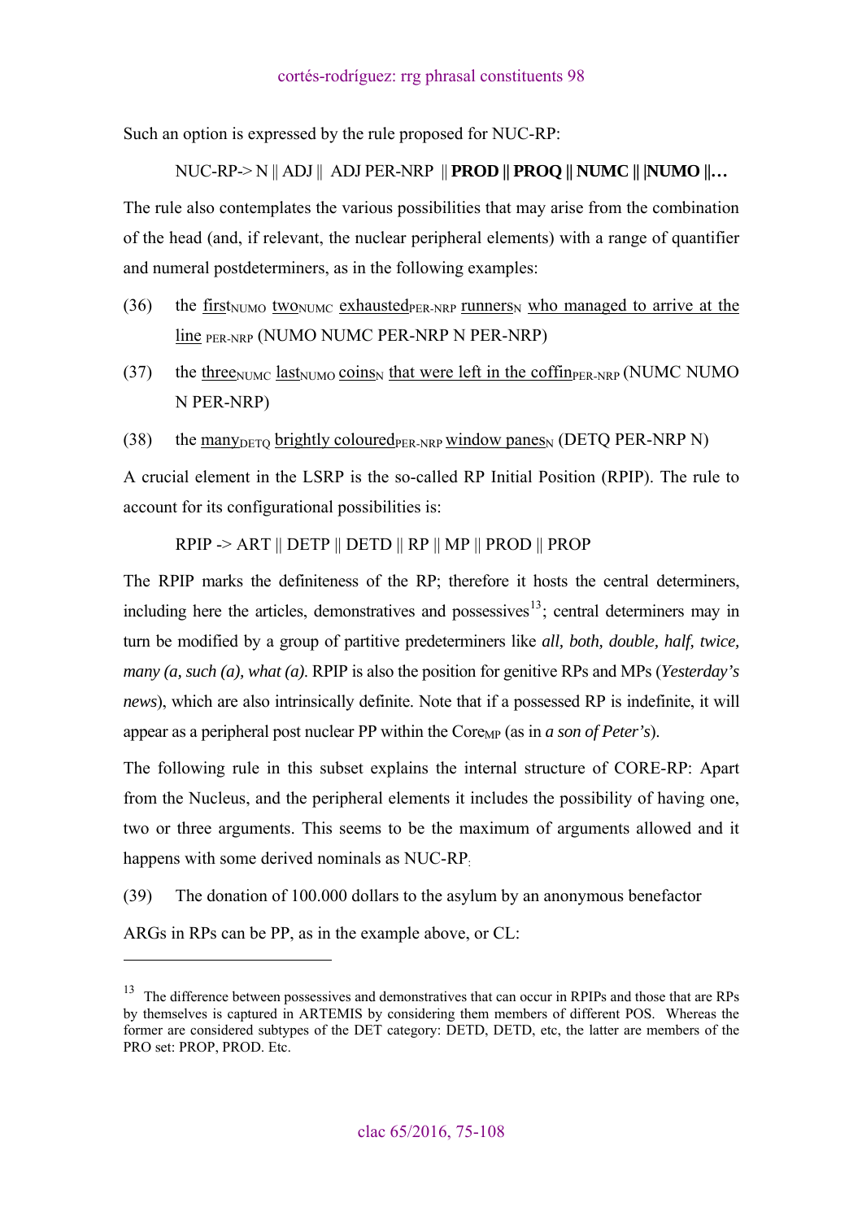Such an option is expressed by the rule proposed for NUC-RP:

NUC-RP-> N || ADJ || ADJ PER-NRP || **PROD || PROQ || NUMC || |NUMO ||…**

The rule also contemplates the various possibilities that may arise from the combination of the head (and, if relevant, the nuclear peripheral elements) with a range of quantifier and numeral postdeterminers, as in the following examples:

(36) the first$_{NUMO}$ two$_{NUMC}$ exhausted$_{PER\text{-}NRP}$ runners$_{N}$ who managed to arrive at the line $_{PER\text{-}NRP}$ (NUMO NUMC PER-NRP N PER-NRP)

(37) the three$_{NUMC}$ last$_{NUMO}$ coins$_{N}$ that were left in the coffin$_{PER\text{-}NRP}$ (NUMC NUMO N PER-NRP)

(38) the many$_{DETQ}$ brightly coloured$_{PER\text{-}NRP}$ window panes$_{N}$ (DETQ PER-NRP N)

A crucial element in the LSRP is the so-called RP Initial Position (RPIP). The rule to account for its configurational possibilities is:

RPIP -> ART || DETP || DETD || RP || MP || PROD || PROP

The RPIP marks the definiteness of the RP; therefore it hosts the central determiners, including here the articles, demonstratives and possessives[13]; central determiners may in turn be modified by a group of partitive predeterminers like *all, both, double, half, twice, many (a, such (a), what (a)*. RPIP is also the position for genitive RPs and MPs (*Yesterday's news*), which are also intrinsically definite. Note that if a possessed RP is indefinite, it will appear as a peripheral post nuclear PP within the Core$_{MP}$ (as in *a son of Peter's*).

The following rule in this subset explains the internal structure of CORE-RP: Apart from the Nucleus, and the peripheral elements it includes the possibility of having one, two or three arguments. This seems to be the maximum of arguments allowed and it happens with some derived nominals as NUC-RP:

(39) The donation of 100.000 dollars to the asylum by an anonymous benefactor

ARGs in RPs can be PP, as in the example above, or CL:

---

[13] The difference between possessives and demonstratives that can occur in RPIPs and those that are RPs by themselves is captured in ARTEMIS by considering them members of different POS. Whereas the former are considered subtypes of the DET category: DETD, DETD, etc, the latter are members of the PRO set: PROP, PROD. Etc.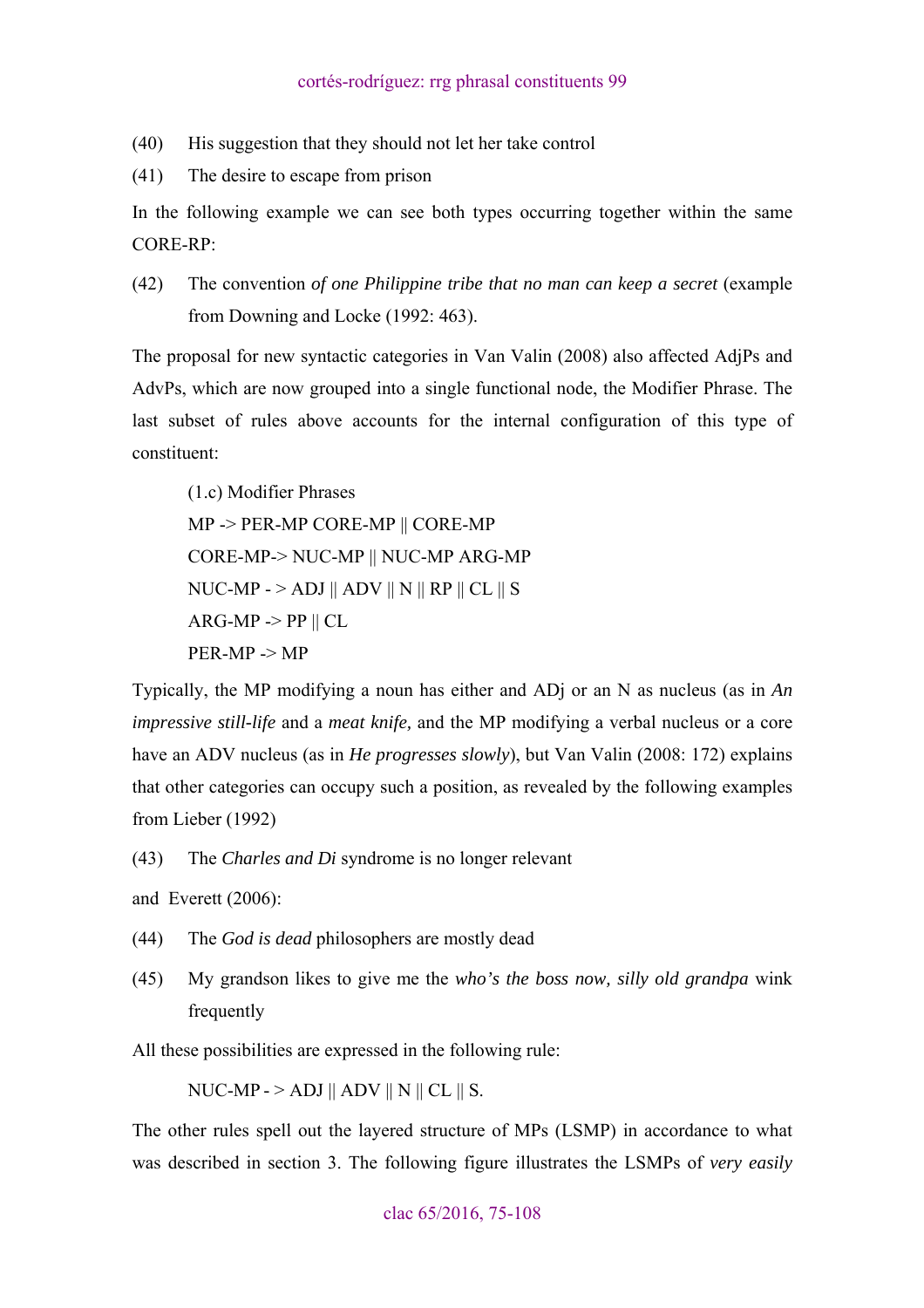(40) His suggestion that they should not let her take control

(41) The desire to escape from prison

In the following example we can see both types occurring together within the same CORE-RP:

(42) The convention *of one Philippine tribe that no man can keep a secret* (example from Downing and Locke (1992: 463).

The proposal for new syntactic categories in Van Valin (2008) also affected AdjPs and AdvPs, which are now grouped into a single functional node, the Modifier Phrase. The last subset of rules above accounts for the internal configuration of this type of constituent:

> (1.c) Modifier Phrases
> MP -> PER-MP CORE-MP || CORE-MP
> CORE-MP-> NUC-MP || NUC-MP ARG-MP
> NUC-MP - > ADJ || ADV || N || RP || CL || S
> ARG-MP -> PP || CL
> PER-MP -> MP

Typically, the MP modifying a noun has either and ADj or an N as nucleus (as in *An impressive still-life* and a *meat knife,* and the MP modifying a verbal nucleus or a core have an ADV nucleus (as in *He progresses slowly*), but Van Valin (2008: 172) explains that other categories can occupy such a position, as revealed by the following examples from Lieber (1992)

(43) The *Charles and Di* syndrome is no longer relevant

and Everett (2006):

(44) The *God is dead* philosophers are mostly dead

(45) My grandson likes to give me the *who's the boss now, silly old grandpa* wink frequently

All these possibilities are expressed in the following rule:

> NUC-MP - > ADJ || ADV || N || CL || S.

The other rules spell out the layered structure of MPs (LSMP) in accordance to what was described in section 3. The following figure illustrates the LSMPs of *very easily*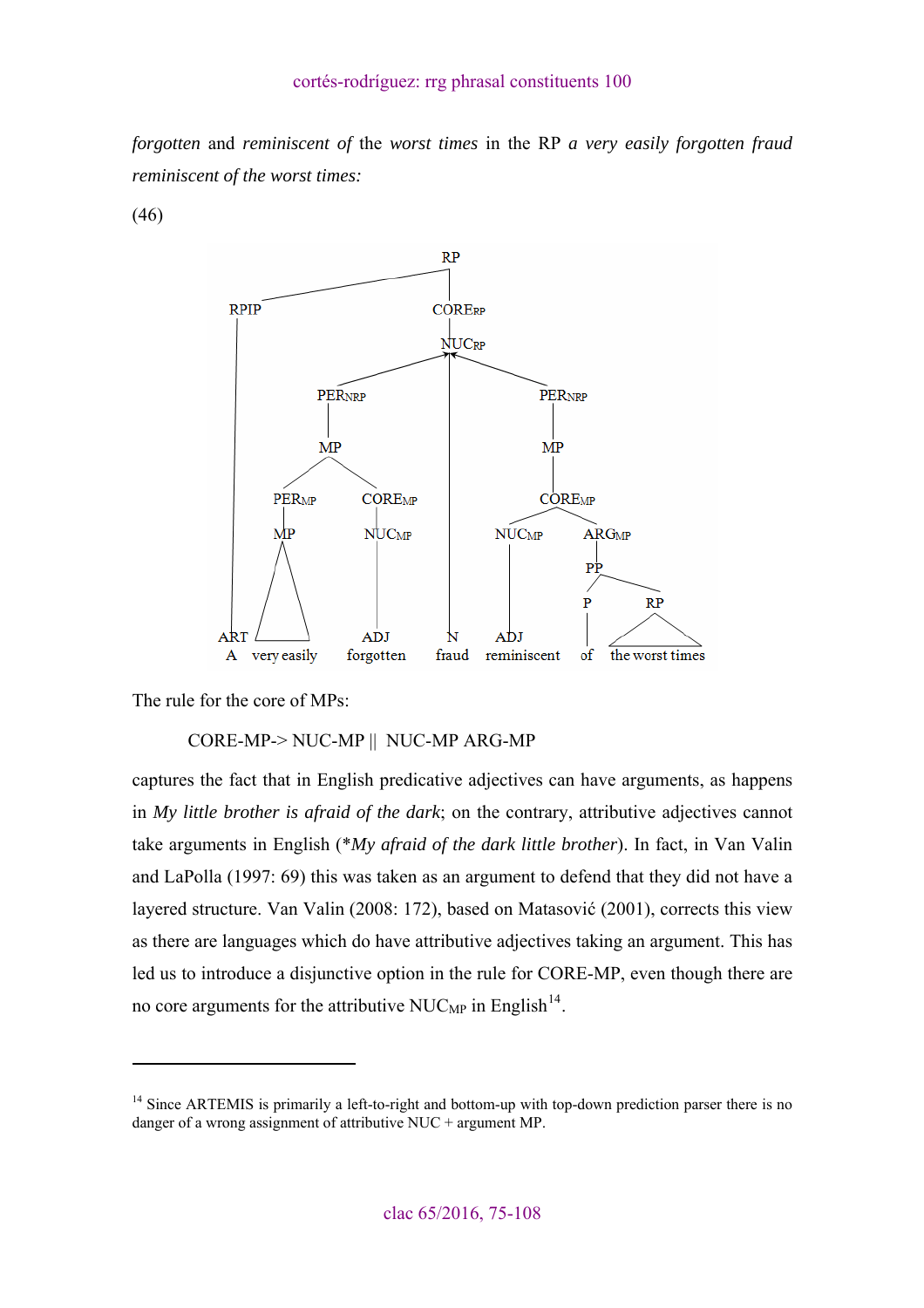*forgotten* and *reminiscent of* the *worst times* in the RP *a very easily forgotten fraud reminiscent of the worst times:*

(46)

```
RP
├── RPIP
│   └── ART: A
└── CORE_RP
    └── NUC_RP
        ├── PER_NRP
        │   └── MP
        │       ├── PER_MP
        │       │   └── MP: very easily
        │       └── CORE_MP
        │           └── NUC_MP
        │               └── ADJ: forgotten
        ├── N: fraud
        └── PER_NRP
            └── MP
                └── CORE_MP
                    ├── NUC_MP
                    │   └── ADJ: reminiscent
                    └── ARG_MP
                        └── PP
                            ├── P: of
                            └── RP: the worst times
```

The rule for the core of MPs:

CORE-MP-> NUC-MP || NUC-MP ARG-MP

captures the fact that in English predicative adjectives can have arguments, as happens in *My little brother is afraid of the dark*; on the contrary, attributive adjectives cannot take arguments in English (*\*My afraid of the dark little brother*). In fact, in Van Valin and LaPolla (1997: 69) this was taken as an argument to defend that they did not have a layered structure. Van Valin (2008: 172), based on Matasović (2001), corrects this view as there are languages which do have attributive adjectives taking an argument. This has led us to introduce a disjunctive option in the rule for CORE-MP, even though there are no core arguments for the attributive $NUC_{MP}$ in English[14].

[14] Since ARTEMIS is primarily a left-to-right and bottom-up with top-down prediction parser there is no danger of a wrong assignment of attributive NUC + argument MP.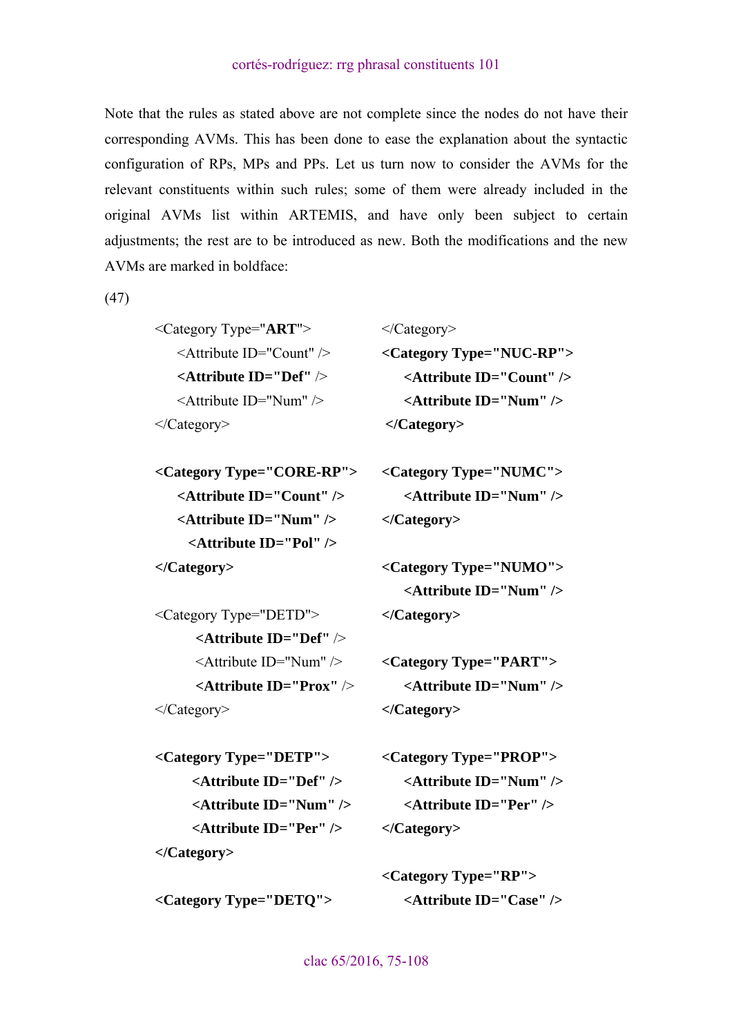Note that the rules as stated above are not complete since the nodes do not have their corresponding AVMs. This has been done to ease the explanation about the syntactic configuration of RPs, MPs and PPs. Let us turn now to consider the AVMs for the relevant constituents within such rules; some of them were already included in the original AVMs list within ARTEMIS, and have only been subject to certain adjustments; the rest are to be introduced as new. Both the modifications and the new AVMs are marked in boldface:

(47)

```
<Category Type="ART">
    <Attribute ID="Count" />
    <Attribute ID="Def" />
    <Attribute ID="Num" />
</Category>

<Category Type="CORE-RP">
    <Attribute ID="Count" />
    <Attribute ID="Num" />
    <Attribute ID="Pol" />
</Category>

<Category Type="DETD">
    <Attribute ID="Def" />
    <Attribute ID="Num" />
    <Attribute ID="Prox" />
</Category>

<Category Type="DETP">
    <Attribute ID="Def" />
    <Attribute ID="Num" />
    <Attribute ID="Per" />
</Category>

<Category Type="DETQ">
</Category>

<Category Type="NUC-RP">
    <Attribute ID="Count" />
    <Attribute ID="Num" />
</Category>

<Category Type="NUMC">
    <Attribute ID="Num" />
</Category>

<Category Type="NUMO">
    <Attribute ID="Num" />
</Category>

<Category Type="PART">
    <Attribute ID="Num" />
</Category>

<Category Type="PROP">
    <Attribute ID="Num" />
    <Attribute ID="Per" />
</Category>

<Category Type="RP">
    <Attribute ID="Case" />
```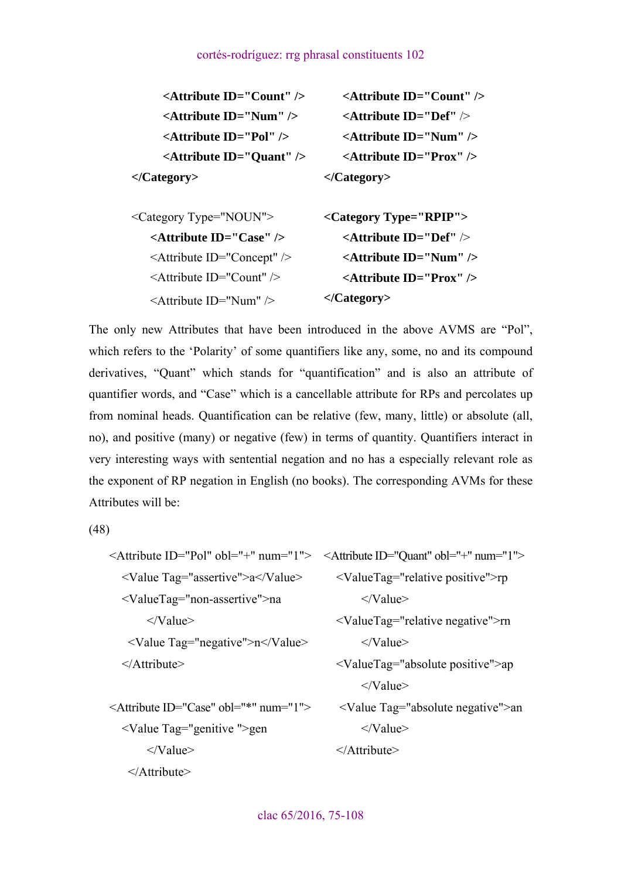```
<Attribute ID="Count" />
<Attribute ID="Num" />
<Attribute ID="Pol" />
<Attribute ID="Quant" />
</Category>
```

```
<Attribute ID="Count" />
<Attribute ID="Def" />
<Attribute ID="Num" />
<Attribute ID="Prox" />
</Category>
```

```
<Category Type="NOUN">
  <Attribute ID="Case" />
  <Attribute ID="Concept" />
  <Attribute ID="Count" />
  <Attribute ID="Num" />
```

```
<Category Type="RPIP">
  <Attribute ID="Def" />
  <Attribute ID="Num" />
  <Attribute ID="Prox" />
</Category>
```

The only new Attributes that have been introduced in the above AVMS are “Pol”, which refers to the ‘Polarity’ of some quantifiers like any, some, no and its compound derivatives, “Quant” which stands for “quantification” and is also an attribute of quantifier words, and “Case” which is a cancellable attribute for RPs and percolates up from nominal heads. Quantification can be relative (few, many, little) or absolute (all, no), and positive (many) or negative (few) in terms of quantity. Quantifiers interact in very interesting ways with sentential negation and no has a especially relevant role as the exponent of RP negation in English (no books). The corresponding AVMs for these Attributes will be:

(48)

```
<Attribute ID="Pol" obl="+" num="1">
  <Value Tag="assertive">a</Value>
  <ValueTag="non-assertive">na
      </Value>
   <Value Tag="negative">n</Value>
  </Attribute>

<Attribute ID="Case" obl="*" num="1">
  <Value Tag="genitive ">gen
      </Value>
   </Attribute>
```

```
<Attribute ID="Quant" obl="+" num="1">
  <ValueTag="relative positive">rp
      </Value>
  <ValueTag="relative negative">rn
      </Value>
  <ValueTag="absolute positive">ap
      </Value>
   <Value Tag="absolute negative">an
      </Value>
  </Attribute>
```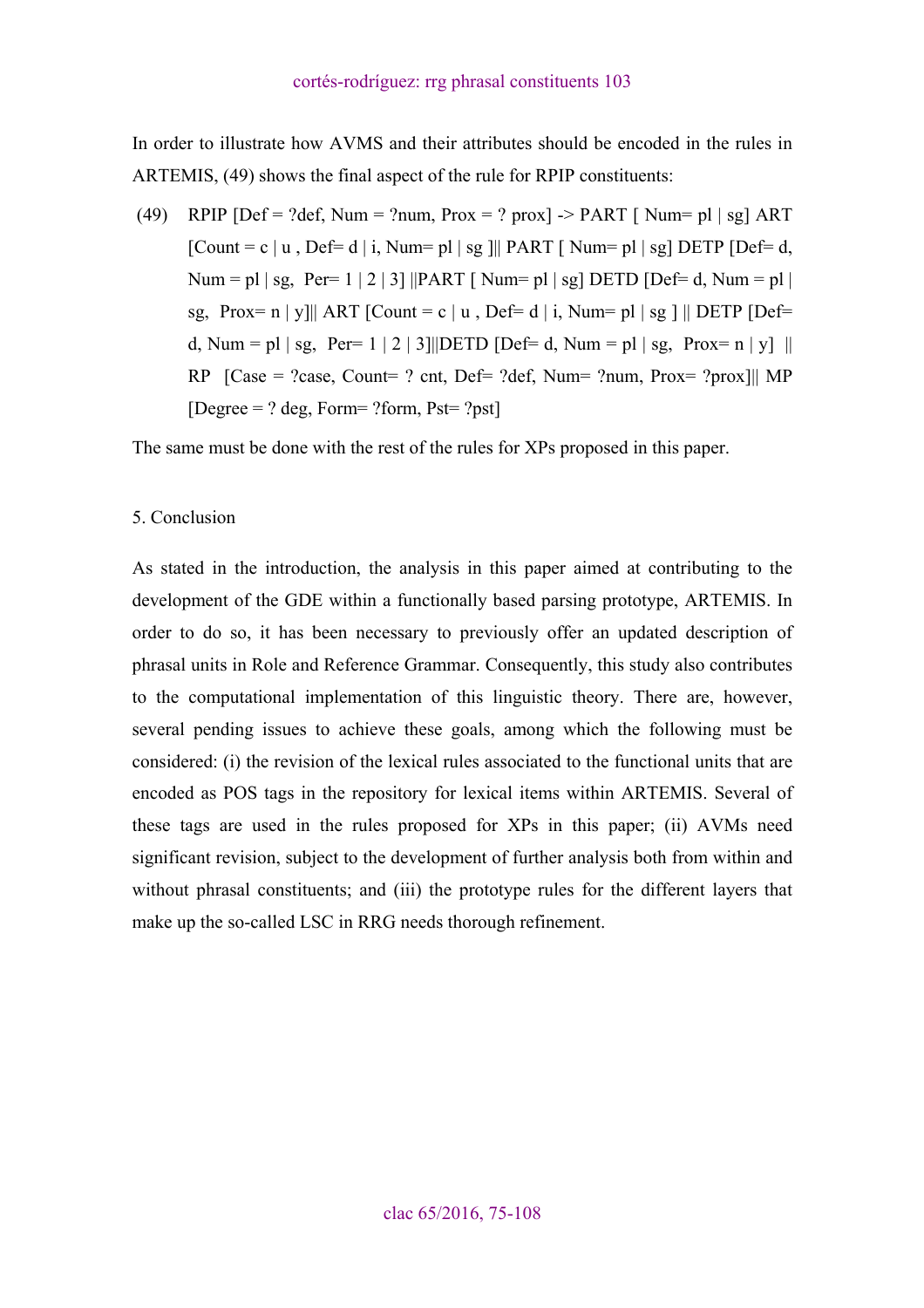In order to illustrate how AVMS and their attributes should be encoded in the rules in ARTEMIS, (49) shows the final aspect of the rule for RPIP constituents:

(49) RPIP [Def = ?def, Num = ?num, Prox = ? prox] -> PART [ Num= pl | sg] ART [Count = c | u , Def= d | i, Num= pl | sg ]|| PART [ Num= pl | sg] DETP [Def= d, Num = pl | sg, Per= 1 | 2 | 3] ||PART [ Num= pl | sg] DETD [Def= d, Num = pl | sg, Prox= n | y]|| ART [Count = c | u , Def= d | i, Num= pl | sg ] || DETP [Def= d, Num = pl | sg, Per= 1 | 2 | 3]||DETD [Def= d, Num = pl | sg, Prox= n | y] || RP [Case = ?case, Count= ? cnt, Def= ?def, Num= ?num, Prox= ?prox]|| MP [Degree = ? deg, Form= ?form, Pst= ?pst]

The same must be done with the rest of the rules for XPs proposed in this paper.

## 5. Conclusion

As stated in the introduction, the analysis in this paper aimed at contributing to the development of the GDE within a functionally based parsing prototype, ARTEMIS. In order to do so, it has been necessary to previously offer an updated description of phrasal units in Role and Reference Grammar. Consequently, this study also contributes to the computational implementation of this linguistic theory. There are, however, several pending issues to achieve these goals, among which the following must be considered: (i) the revision of the lexical rules associated to the functional units that are encoded as POS tags in the repository for lexical items within ARTEMIS. Several of these tags are used in the rules proposed for XPs in this paper; (ii) AVMs need significant revision, subject to the development of further analysis both from within and without phrasal constituents; and (iii) the prototype rules for the different layers that make up the so-called LSC in RRG needs thorough refinement.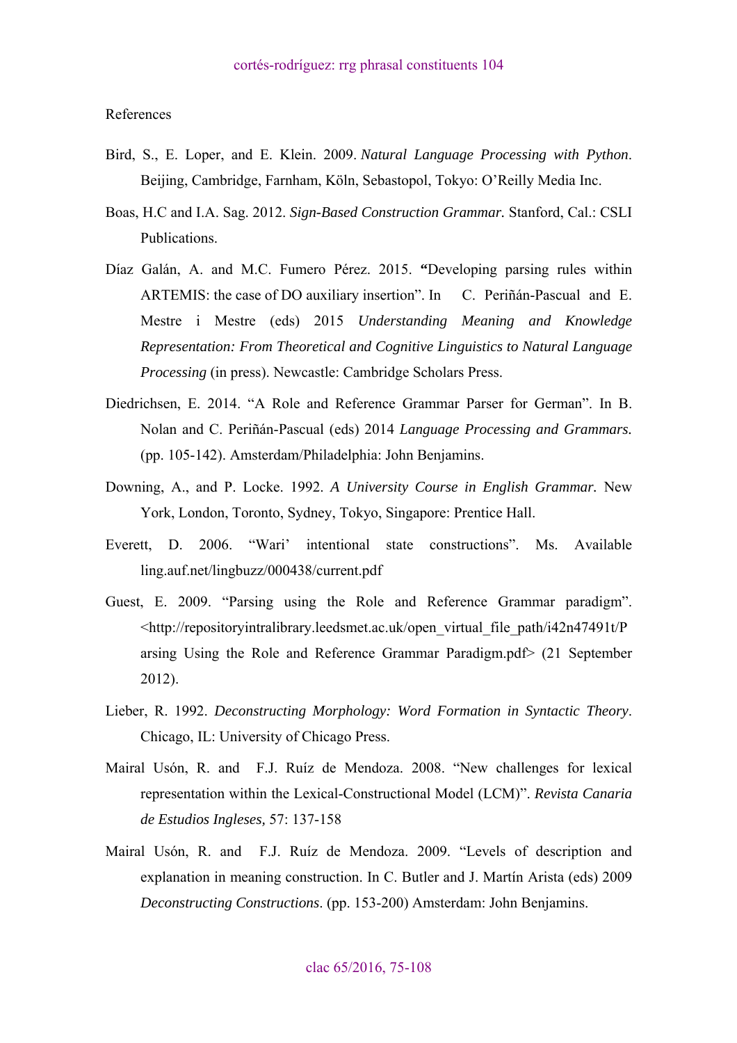References

Bird, S., E. Loper, and E. Klein. 2009. *Natural Language Processing with Python*. Beijing, Cambridge, Farnham, Köln, Sebastopol, Tokyo: O'Reilly Media Inc.

Boas, H.C and I.A. Sag. 2012. *Sign-Based Construction Grammar.* Stanford, Cal.: CSLI Publications.

Díaz Galán, A. and M.C. Fumero Pérez. 2015. **"**Developing parsing rules within ARTEMIS: the case of DO auxiliary insertion". In C. Periñán-Pascual and E. Mestre i Mestre (eds) 2015 *Understanding Meaning and Knowledge Representation: From Theoretical and Cognitive Linguistics to Natural Language Processing* (in press). Newcastle: Cambridge Scholars Press.

Diedrichsen, E. 2014. "A Role and Reference Grammar Parser for German". In B. Nolan and C. Periñán-Pascual (eds) 2014 *Language Processing and Grammars.* (pp. 105-142). Amsterdam/Philadelphia: John Benjamins.

Downing, A., and P. Locke. 1992. *A University Course in English Grammar.* New York, London, Toronto, Sydney, Tokyo, Singapore: Prentice Hall.

Everett, D. 2006. "Wari' intentional state constructions". Ms. Available ling.auf.net/lingbuzz/000438/current.pdf

Guest, E. 2009. "Parsing using the Role and Reference Grammar paradigm". <http://repositoryintralibrary.leedsmet.ac.uk/open_virtual_file_path/i42n47491t/Parsing Using the Role and Reference Grammar Paradigm.pdf> (21 September 2012).

Lieber, R. 1992. *Deconstructing Morphology: Word Formation in Syntactic Theory*. Chicago, IL: University of Chicago Press.

Mairal Usón, R. and F.J. Ruíz de Mendoza. 2008. "New challenges for lexical representation within the Lexical-Constructional Model (LCM)". *Revista Canaria de Estudios Ingleses,* 57: 137-158

Mairal Usón, R. and F.J. Ruíz de Mendoza. 2009. "Levels of description and explanation in meaning construction. In C. Butler and J. Martín Arista (eds) 2009 *Deconstructing Constructions*. (pp. 153-200) Amsterdam: John Benjamins.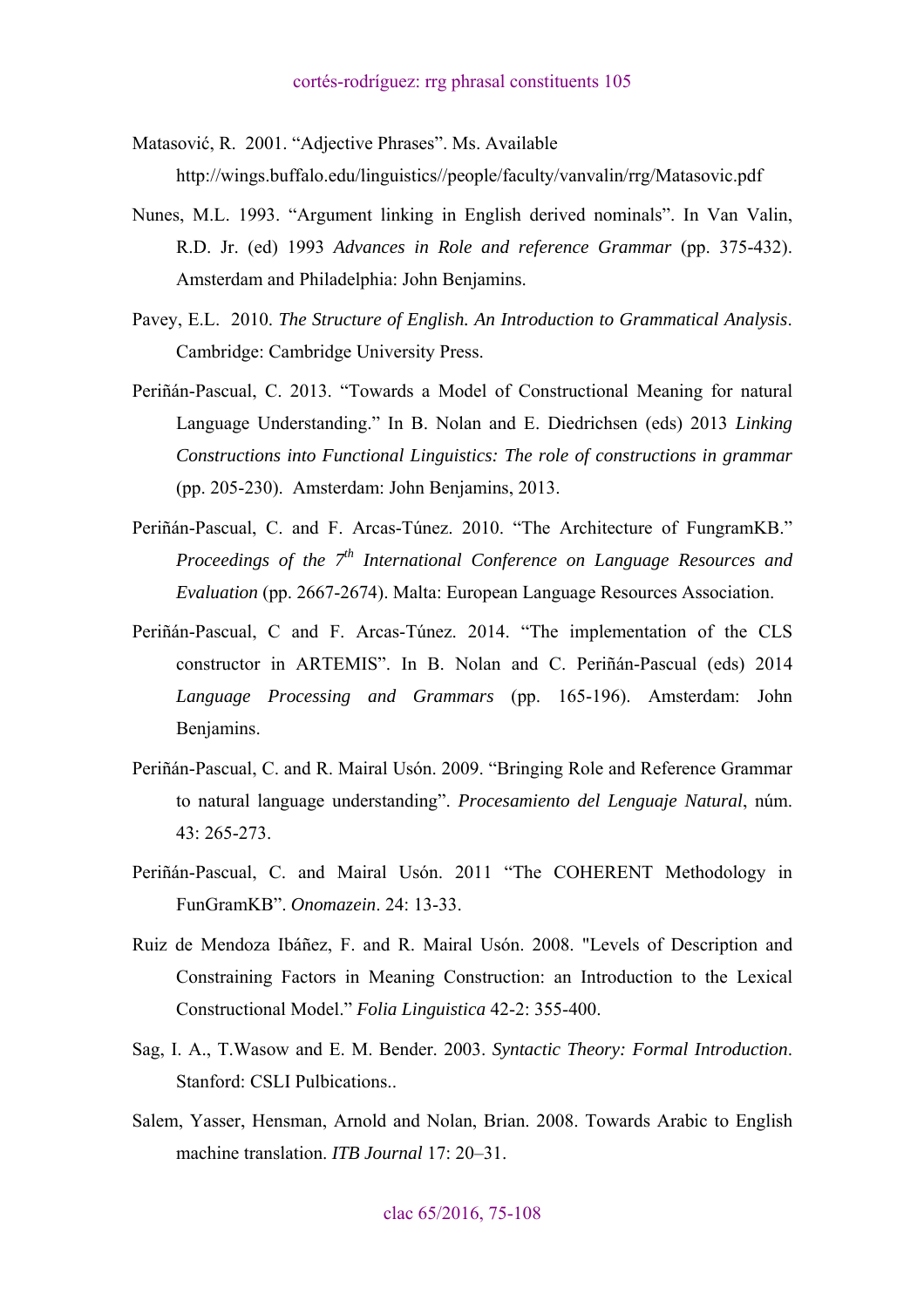Matasović, R. 2001. “Adjective Phrases”. Ms. Available http://wings.buffalo.edu/linguistics//people/faculty/vanvalin/rrg/Matasovic.pdf

Nunes, M.L. 1993. “Argument linking in English derived nominals”. In Van Valin, R.D. Jr. (ed) 1993 *Advances in Role and reference Grammar* (pp. 375-432). Amsterdam and Philadelphia: John Benjamins.

Pavey, E.L. 2010. *The Structure of English. An Introduction to Grammatical Analysis*. Cambridge: Cambridge University Press.

Periñán-Pascual, C. 2013. “Towards a Model of Constructional Meaning for natural Language Understanding.” In B. Nolan and E. Diedrichsen (eds) 2013 *Linking Constructions into Functional Linguistics: The role of constructions in grammar* (pp. 205-230). Amsterdam: John Benjamins, 2013.

Periñán-Pascual, C. and F. Arcas-Túnez. 2010. “The Architecture of FungramKB.” *Proceedings of the 7th International Conference on Language Resources and Evaluation* (pp. 2667-2674). Malta: European Language Resources Association.

Periñán-Pascual, C and F. Arcas-Túnez. 2014. “The implementation of the CLS constructor in ARTEMIS”. In B. Nolan and C. Periñán-Pascual (eds) 2014 *Language Processing and Grammars* (pp. 165-196). Amsterdam: John Benjamins.

Periñán-Pascual, C. and R. Mairal Usón. 2009. “Bringing Role and Reference Grammar to natural language understanding”. *Procesamiento del Lenguaje Natural*, núm. 43: 265-273.

Periñán-Pascual, C. and Mairal Usón. 2011 “The COHERENT Methodology in FunGramKB”. *Onomazein*. 24: 13-33.

Ruiz de Mendoza Ibáñez, F. and R. Mairal Usón. 2008. "Levels of Description and Constraining Factors in Meaning Construction: an Introduction to the Lexical Constructional Model.” *Folia Linguistica* 42-2: 355-400.

Sag, I. A., T.Wasow and E. M. Bender. 2003. *Syntactic Theory: Formal Introduction*. Stanford: CSLI Pulbications..

Salem, Yasser, Hensman, Arnold and Nolan, Brian. 2008. Towards Arabic to English machine translation. *ITB Journal* 17: 20–31.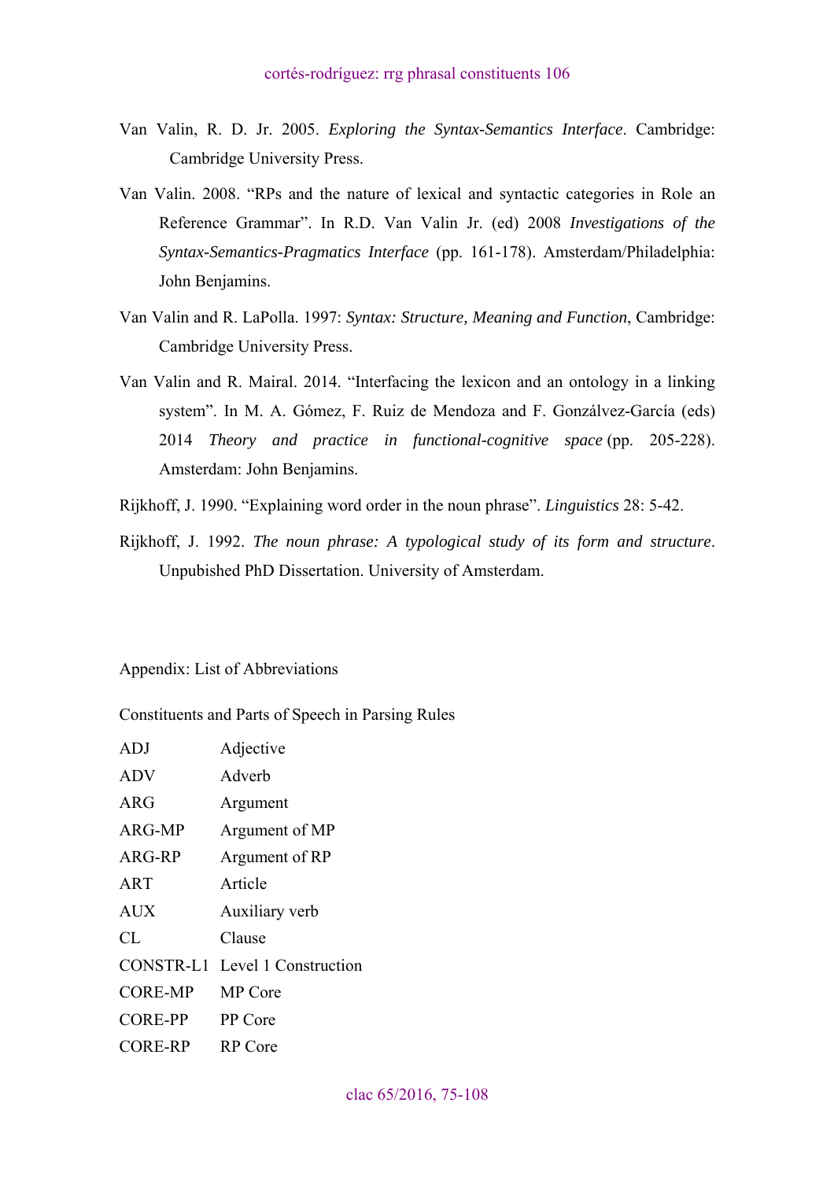Van Valin, R. D. Jr. 2005. *Exploring the Syntax-Semantics Interface*. Cambridge: Cambridge University Press.

Van Valin. 2008. "RPs and the nature of lexical and syntactic categories in Role an Reference Grammar". In R.D. Van Valin Jr. (ed) 2008 *Investigations of the Syntax-Semantics-Pragmatics Interface* (pp. 161-178). Amsterdam/Philadelphia: John Benjamins.

Van Valin and R. LaPolla. 1997: *Syntax: Structure, Meaning and Function*, Cambridge: Cambridge University Press.

Van Valin and R. Mairal. 2014. "Interfacing the lexicon and an ontology in a linking system". In M. A. Gómez, F. Ruiz de Mendoza and F. Gonzálvez-García (eds) 2014 *Theory and practice in functional-cognitive space* (pp. 205-228). Amsterdam: John Benjamins.

Rijkhoff, J. 1990. "Explaining word order in the noun phrase". *Linguistics* 28: 5-42.

Rijkhoff, J. 1992. *The noun phrase: A typological study of its form and structure*. Unpubished PhD Dissertation. University of Amsterdam.

## Appendix: List of Abbreviations

### Constituents and Parts of Speech in Parsing Rules

| | |
|---|---|
| ADJ | Adjective |
| ADV | Adverb |
| ARG | Argument |
| ARG-MP | Argument of MP |
| ARG-RP | Argument of RP |
| ART | Article |
| AUX | Auxiliary verb |
| CL | Clause |
| CONSTR-L1 | Level 1 Construction |
| CORE-MP | MP Core |
| CORE-PP | PP Core |
| CORE-RP | RP Core |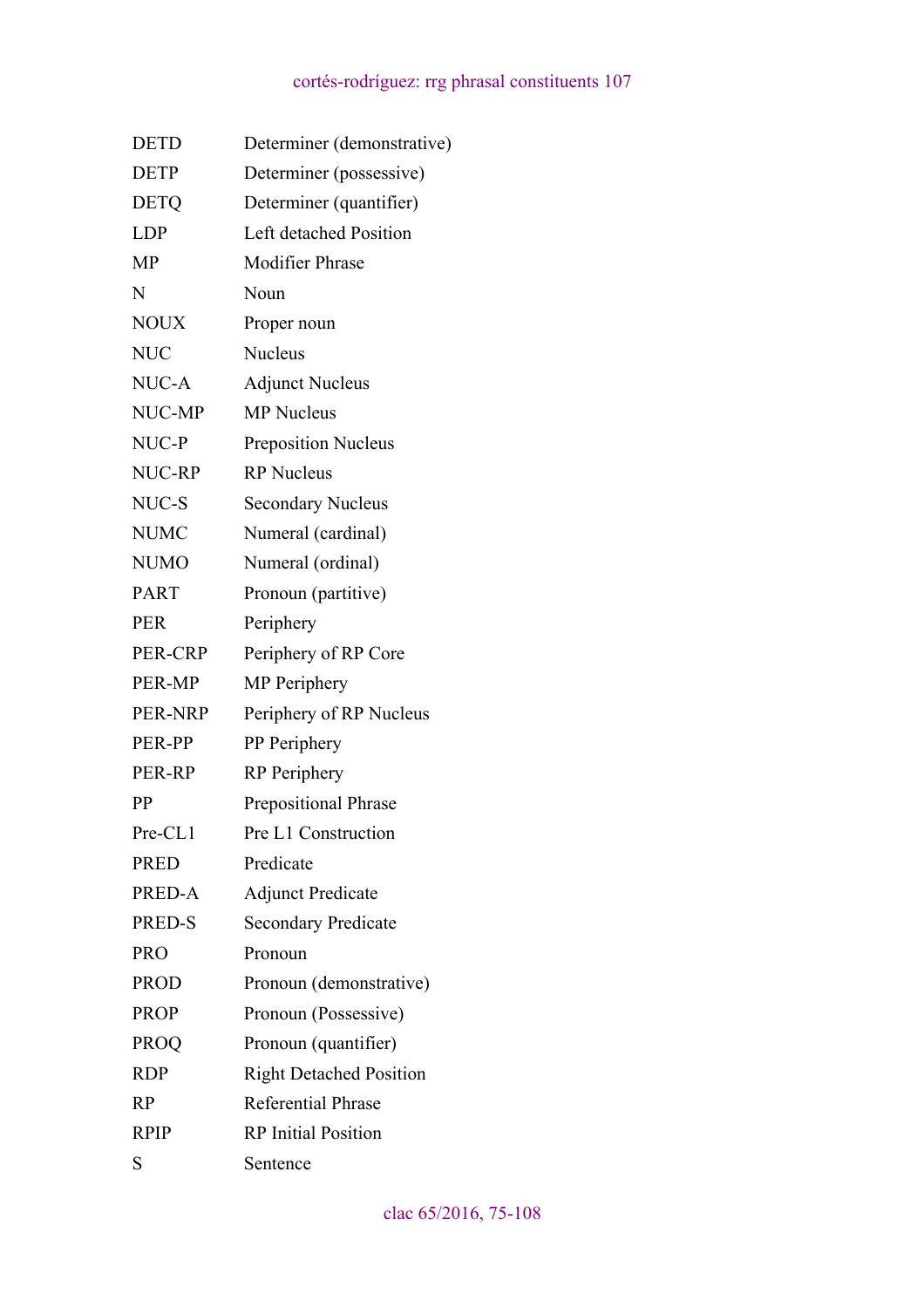| | |
|---|---|
| DETD | Determiner (demonstrative) |
| DETP | Determiner (possessive) |
| DETQ | Determiner (quantifier) |
| LDP | Left detached Position |
| MP | Modifier Phrase |
| N | Noun |
| NOUX | Proper noun |
| NUC | Nucleus |
| NUC-A | Adjunct Nucleus |
| NUC-MP | MP Nucleus |
| NUC-P | Preposition Nucleus |
| NUC-RP | RP Nucleus |
| NUC-S | Secondary Nucleus |
| NUMC | Numeral (cardinal) |
| NUMO | Numeral (ordinal) |
| PART | Pronoun (partitive) |
| PER | Periphery |
| PER-CRP | Periphery of RP Core |
| PER-MP | MP Periphery |
| PER-NRP | Periphery of RP Nucleus |
| PER-PP | PP Periphery |
| PER-RP | RP Periphery |
| PP | Prepositional Phrase |
| Pre-CL1 | Pre L1 Construction |
| PRED | Predicate |
| PRED-A | Adjunct Predicate |
| PRED-S | Secondary Predicate |
| PRO | Pronoun |
| PROD | Pronoun (demonstrative) |
| PROP | Pronoun (Possessive) |
| PROQ | Pronoun (quantifier) |
| RDP | Right Detached Position |
| RP | Referential Phrase |
| RPIP | RP Initial Position |
| S | Sentence |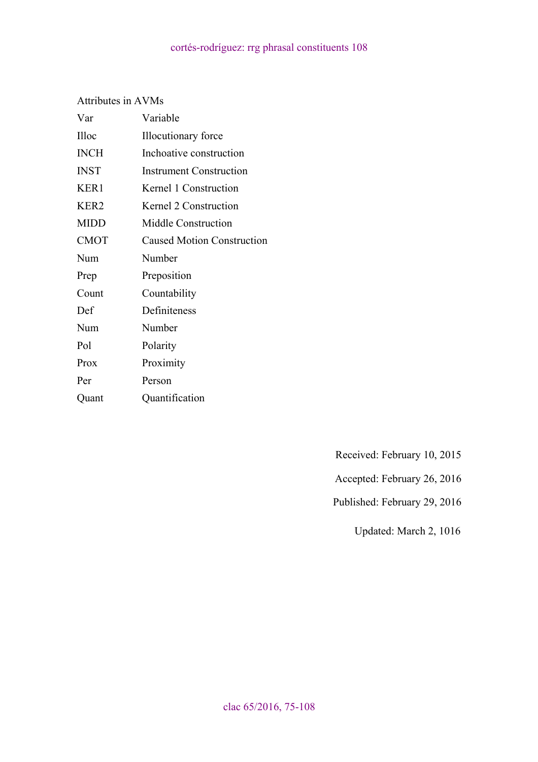Attributes in AVMs

| | |
|---|---|
| Var | Variable |
| Illoc | Illocutionary force |
| INCH | Inchoative construction |
| INST | Instrument Construction |
| KER1 | Kernel 1 Construction |
| KER2 | Kernel 2 Construction |
| MIDD | Middle Construction |
| CMOT | Caused Motion Construction |
| Num | Number |
| Prep | Preposition |
| Count | Countability |
| Def | Definiteness |
| Num | Number |
| Pol | Polarity |
| Prox | Proximity |
| Per | Person |
| Quant | Quantification |

Received: February 10, 2015

Accepted: February 26, 2016

Published: February 29, 2016

Updated: March 2, 1016